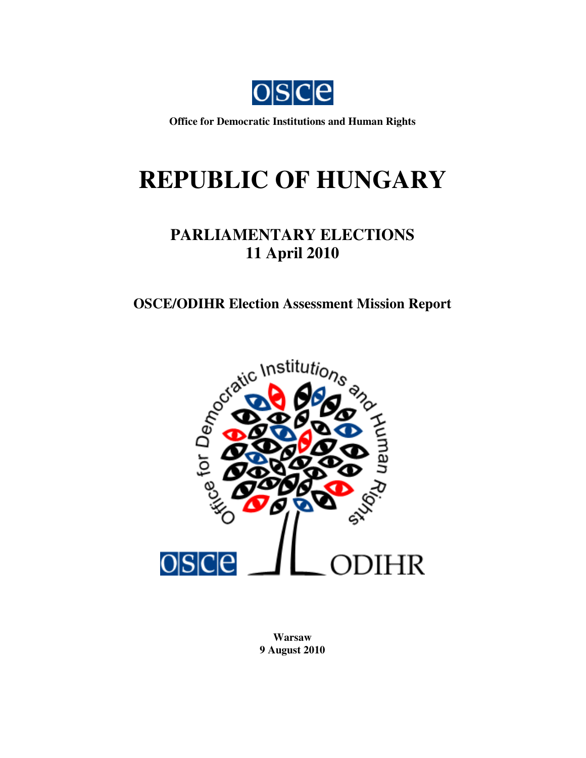OSCE

**Office for Democratic Institutions and Human Rights**

# REPUBLIC OF HUNGARY

## PARLIAMENTARY ELECTIONS
## 11 April 2010

### OSCE/ODIHR Election Assessment Mission Report

**Warsaw**
**9 August 2010**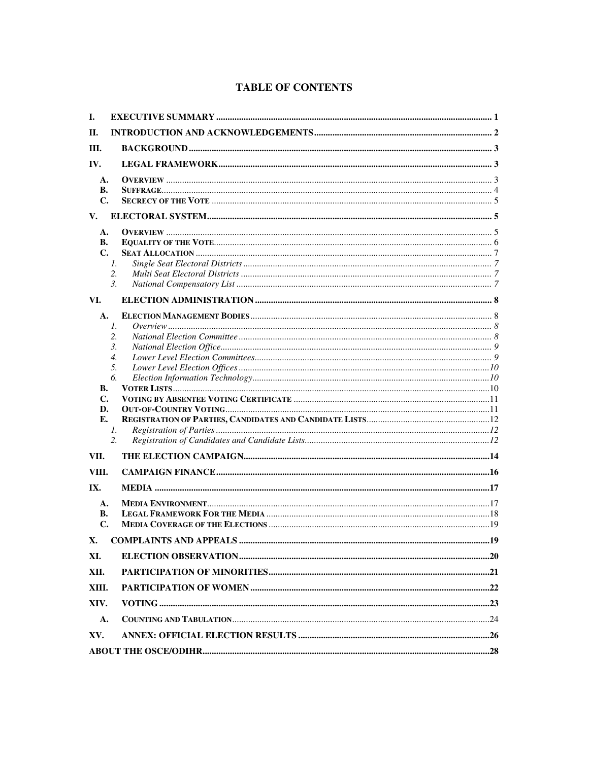# TABLE OF CONTENTS

- I. EXECUTIVE SUMMARY ........ 1
- II. INTRODUCTION AND ACKNOWLEDGEMENTS ........ 2
- III. BACKGROUND ........ 3
- IV. LEGAL FRAMEWORK ........ 3
  - A. OVERVIEW ........ 3
  - B. SUFFRAGE ........ 4
  - C. SECRECY OF THE VOTE ........ 5
- V. ELECTORAL SYSTEM ........ 5
  - A. OVERVIEW ........ 5
  - B. EQUALITY OF THE VOTE ........ 6
  - C. SEAT ALLOCATION ........ 7
    - 1. *Single Seat Electoral Districts* ........ 7
    - 2. *Multi Seat Electoral Districts* ........ 7
    - 3. *National Compensatory List* ........ 7
- VI. ELECTION ADMINISTRATION ........ 8
  - A. ELECTION MANAGEMENT BODIES ........ 8
    - 1. *Overview* ........ 8
    - 2. *National Election Committee* ........ 8
    - 3. *National Election Office* ........ 9
    - 4. *Lower Level Election Committees* ........ 9
    - 5. *Lower Level Election Offices* ........ 10
    - 6. *Election Information Technology* ........ 10
  - B. VOTER LISTS ........ 10
  - C. VOTING BY ABSENTEE VOTING CERTIFICATE ........ 11
  - D. OUT-OF-COUNTRY VOTING ........ 11
  - E. REGISTRATION OF PARTIES, CANDIDATES AND CANDIDATE LISTS ........ 12
    - 1. *Registration of Parties* ........ 12
    - 2. *Registration of Candidates and Candidate Lists* ........ 12
- VII. THE ELECTION CAMPAIGN ........ 14
- VIII. CAMPAIGN FINANCE ........ 16
- IX. MEDIA ........ 17
  - A. MEDIA ENVIRONMENT ........ 17
  - B. LEGAL FRAMEWORK FOR THE MEDIA ........ 18
  - C. MEDIA COVERAGE OF THE ELECTIONS ........ 19
- X. COMPLAINTS AND APPEALS ........ 19
- XI. ELECTION OBSERVATION ........ 20
- XII. PARTICIPATION OF MINORITIES ........ 21
- XIII. PARTICIPATION OF WOMEN ........ 22
- XIV. VOTING ........ 23
  - A. COUNTING AND TABULATION ........ 24
- XV. ANNEX: OFFICIAL ELECTION RESULTS ........ 26
- ABOUT THE OSCE/ODIHR ........ 28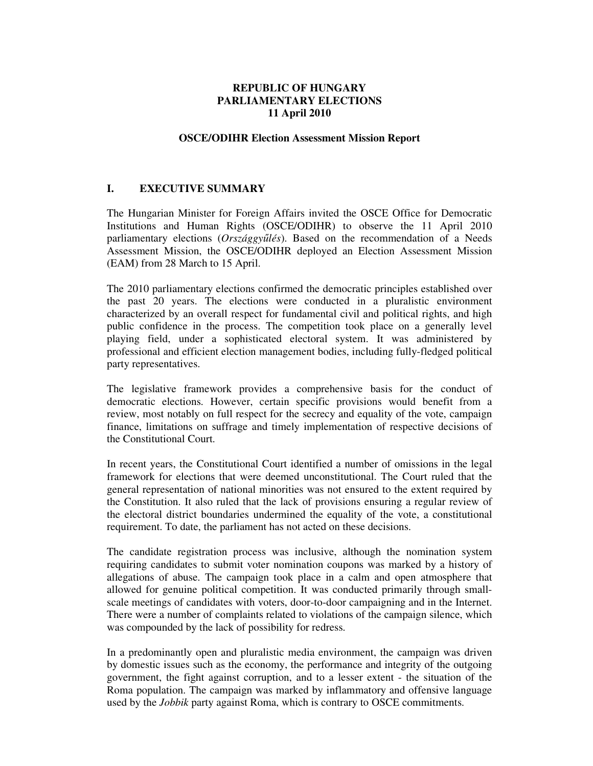**REPUBLIC OF HUNGARY**
**PARLIAMENTARY ELECTIONS**
**11 April 2010**

**OSCE/ODIHR Election Assessment Mission Report**

## I. EXECUTIVE SUMMARY

The Hungarian Minister for Foreign Affairs invited the OSCE Office for Democratic Institutions and Human Rights (OSCE/ODIHR) to observe the 11 April 2010 parliamentary elections (*Országgyűlés*). Based on the recommendation of a Needs Assessment Mission, the OSCE/ODIHR deployed an Election Assessment Mission (EAM) from 28 March to 15 April.

The 2010 parliamentary elections confirmed the democratic principles established over the past 20 years. The elections were conducted in a pluralistic environment characterized by an overall respect for fundamental civil and political rights, and high public confidence in the process. The competition took place on a generally level playing field, under a sophisticated electoral system. It was administered by professional and efficient election management bodies, including fully-fledged political party representatives.

The legislative framework provides a comprehensive basis for the conduct of democratic elections. However, certain specific provisions would benefit from a review, most notably on full respect for the secrecy and equality of the vote, campaign finance, limitations on suffrage and timely implementation of respective decisions of the Constitutional Court.

In recent years, the Constitutional Court identified a number of omissions in the legal framework for elections that were deemed unconstitutional. The Court ruled that the general representation of national minorities was not ensured to the extent required by the Constitution. It also ruled that the lack of provisions ensuring a regular review of the electoral district boundaries undermined the equality of the vote, a constitutional requirement. To date, the parliament has not acted on these decisions.

The candidate registration process was inclusive, although the nomination system requiring candidates to submit voter nomination coupons was marked by a history of allegations of abuse. The campaign took place in a calm and open atmosphere that allowed for genuine political competition. It was conducted primarily through small-scale meetings of candidates with voters, door-to-door campaigning and in the Internet. There were a number of complaints related to violations of the campaign silence, which was compounded by the lack of possibility for redress.

In a predominantly open and pluralistic media environment, the campaign was driven by domestic issues such as the economy, the performance and integrity of the outgoing government, the fight against corruption, and to a lesser extent - the situation of the Roma population. The campaign was marked by inflammatory and offensive language used by the *Jobbik* party against Roma, which is contrary to OSCE commitments.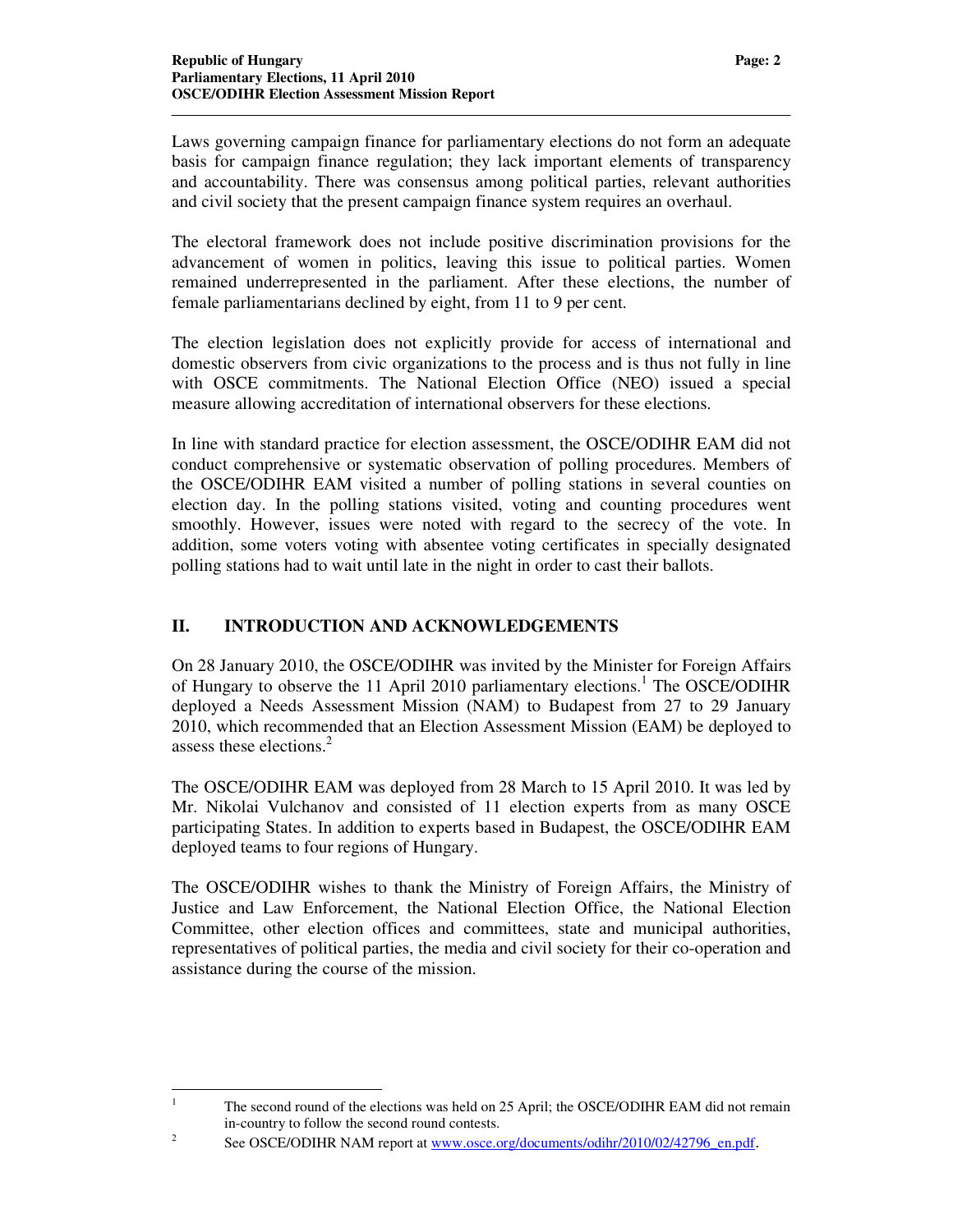Laws governing campaign finance for parliamentary elections do not form an adequate basis for campaign finance regulation; they lack important elements of transparency and accountability. There was consensus among political parties, relevant authorities and civil society that the present campaign finance system requires an overhaul.

The electoral framework does not include positive discrimination provisions for the advancement of women in politics, leaving this issue to political parties. Women remained underrepresented in the parliament. After these elections, the number of female parliamentarians declined by eight, from 11 to 9 per cent.

The election legislation does not explicitly provide for access of international and domestic observers from civic organizations to the process and is thus not fully in line with OSCE commitments. The National Election Office (NEO) issued a special measure allowing accreditation of international observers for these elections.

In line with standard practice for election assessment, the OSCE/ODIHR EAM did not conduct comprehensive or systematic observation of polling procedures. Members of the OSCE/ODIHR EAM visited a number of polling stations in several counties on election day. In the polling stations visited, voting and counting procedures went smoothly. However, issues were noted with regard to the secrecy of the vote. In addition, some voters voting with absentee voting certificates in specially designated polling stations had to wait until late in the night in order to cast their ballots.

## II. INTRODUCTION AND ACKNOWLEDGEMENTS

On 28 January 2010, the OSCE/ODIHR was invited by the Minister for Foreign Affairs of Hungary to observe the 11 April 2010 parliamentary elections.[1] The OSCE/ODIHR deployed a Needs Assessment Mission (NAM) to Budapest from 27 to 29 January 2010, which recommended that an Election Assessment Mission (EAM) be deployed to assess these elections.[2]

The OSCE/ODIHR EAM was deployed from 28 March to 15 April 2010. It was led by Mr. Nikolai Vulchanov and consisted of 11 election experts from as many OSCE participating States. In addition to experts based in Budapest, the OSCE/ODIHR EAM deployed teams to four regions of Hungary.

The OSCE/ODIHR wishes to thank the Ministry of Foreign Affairs, the Ministry of Justice and Law Enforcement, the National Election Office, the National Election Committee, other election offices and committees, state and municipal authorities, representatives of political parties, the media and civil society for their co-operation and assistance during the course of the mission.

---

[1] The second round of the elections was held on 25 April; the OSCE/ODIHR EAM did not remain in-country to follow the second round contests.

[2] See OSCE/ODIHR NAM report at www.osce.org/documents/odihr/2010/02/42796_en.pdf.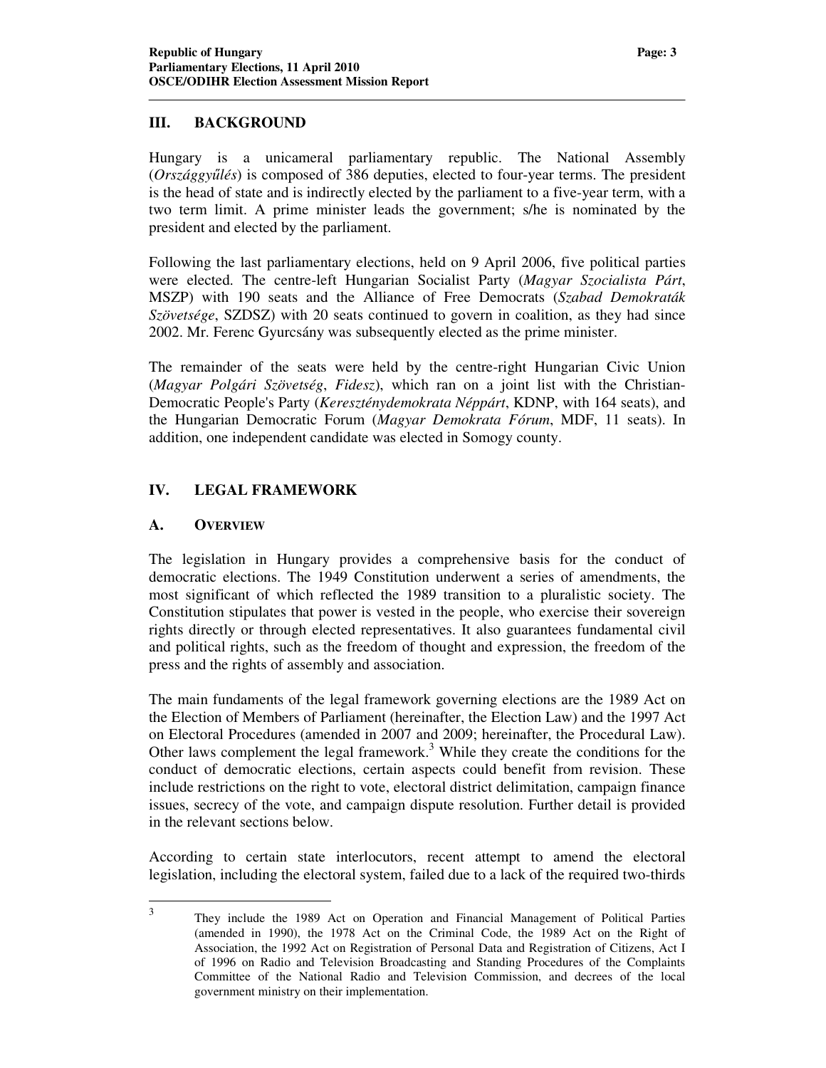## III. BACKGROUND

Hungary is a unicameral parliamentary republic. The National Assembly (*Országgyűlés*) is composed of 386 deputies, elected to four-year terms. The president is the head of state and is indirectly elected by the parliament to a five-year term, with a two term limit. A prime minister leads the government; s/he is nominated by the president and elected by the parliament.

Following the last parliamentary elections, held on 9 April 2006, five political parties were elected. The centre-left Hungarian Socialist Party (*Magyar Szocialista Párt*, MSZP) with 190 seats and the Alliance of Free Democrats (*Szabad Demokraták Szövetsége*, SZDSZ) with 20 seats continued to govern in coalition, as they had since 2002. Mr. Ferenc Gyurcsány was subsequently elected as the prime minister.

The remainder of the seats were held by the centre-right Hungarian Civic Union (*Magyar Polgári Szövetség*, *Fidesz*), which ran on a joint list with the Christian-Democratic People's Party (*Kereszténydemokrata Néppárt*, KDNP, with 164 seats), and the Hungarian Democratic Forum (*Magyar Demokrata Fórum*, MDF, 11 seats). In addition, one independent candidate was elected in Somogy county.

## IV. LEGAL FRAMEWORK

### A. Overview

The legislation in Hungary provides a comprehensive basis for the conduct of democratic elections. The 1949 Constitution underwent a series of amendments, the most significant of which reflected the 1989 transition to a pluralistic society. The Constitution stipulates that power is vested in the people, who exercise their sovereign rights directly or through elected representatives. It also guarantees fundamental civil and political rights, such as the freedom of thought and expression, the freedom of the press and the rights of assembly and association.

The main fundaments of the legal framework governing elections are the 1989 Act on the Election of Members of Parliament (hereinafter, the Election Law) and the 1997 Act on Electoral Procedures (amended in 2007 and 2009; hereinafter, the Procedural Law). Other laws complement the legal framework.[3] While they create the conditions for the conduct of democratic elections, certain aspects could benefit from revision. These include restrictions on the right to vote, electoral district delimitation, campaign finance issues, secrecy of the vote, and campaign dispute resolution. Further detail is provided in the relevant sections below.

According to certain state interlocutors, recent attempt to amend the electoral legislation, including the electoral system, failed due to a lack of the required two-thirds

---

[3] They include the 1989 Act on Operation and Financial Management of Political Parties (amended in 1990), the 1978 Act on the Criminal Code, the 1989 Act on the Right of Association, the 1992 Act on Registration of Personal Data and Registration of Citizens, Act I of 1996 on Radio and Television Broadcasting and Standing Procedures of the Complaints Committee of the National Radio and Television Commission, and decrees of the local government ministry on their implementation.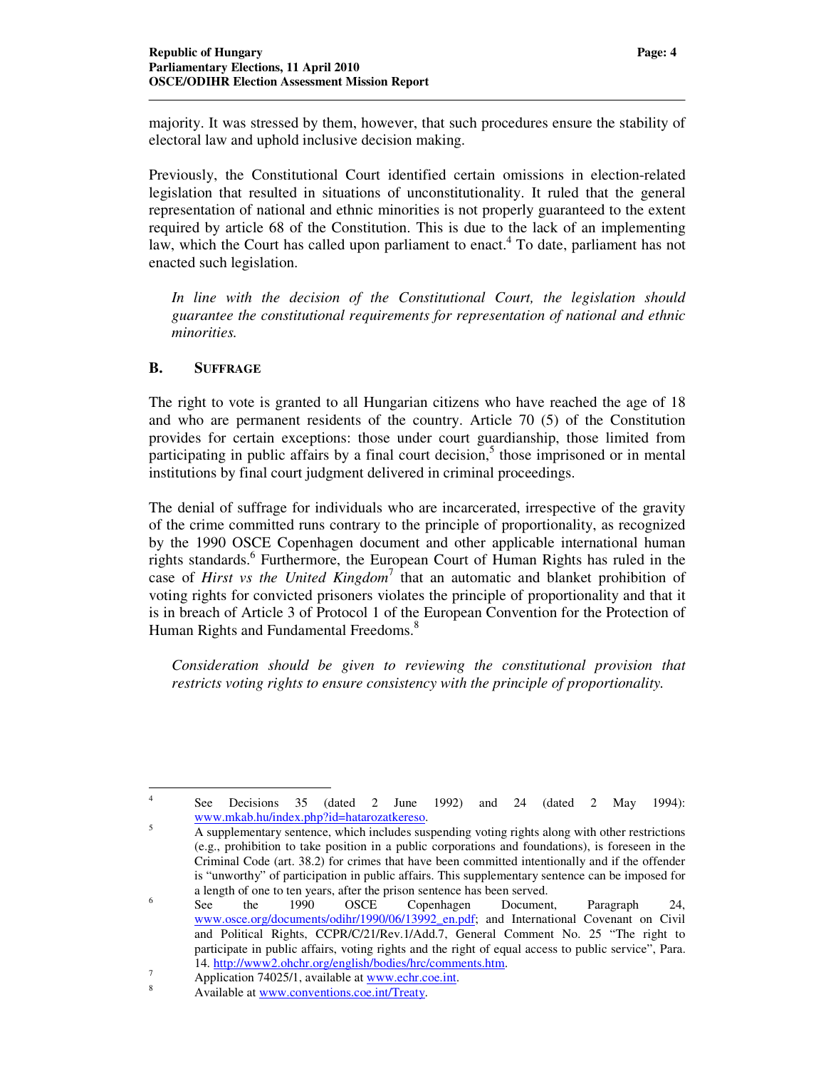majority. It was stressed by them, however, that such procedures ensure the stability of electoral law and uphold inclusive decision making.

Previously, the Constitutional Court identified certain omissions in election-related legislation that resulted in situations of unconstitutionality. It ruled that the general representation of national and ethnic minorities is not properly guaranteed to the extent required by article 68 of the Constitution. This is due to the lack of an implementing law, which the Court has called upon parliament to enact.[4] To date, parliament has not enacted such legislation.

*In line with the decision of the Constitutional Court, the legislation should guarantee the constitutional requirements for representation of national and ethnic minorities.*

## B. SUFFRAGE

The right to vote is granted to all Hungarian citizens who have reached the age of 18 and who are permanent residents of the country. Article 70 (5) of the Constitution provides for certain exceptions: those under court guardianship, those limited from participating in public affairs by a final court decision,[5] those imprisoned or in mental institutions by final court judgment delivered in criminal proceedings.

The denial of suffrage for individuals who are incarcerated, irrespective of the gravity of the crime committed runs contrary to the principle of proportionality, as recognized by the 1990 OSCE Copenhagen document and other applicable international human rights standards.[6] Furthermore, the European Court of Human Rights has ruled in the case of *Hirst vs the United Kingdom*[7] that an automatic and blanket prohibition of voting rights for convicted prisoners violates the principle of proportionality and that it is in breach of Article 3 of Protocol 1 of the European Convention for the Protection of Human Rights and Fundamental Freedoms.[8]

*Consideration should be given to reviewing the constitutional provision that restricts voting rights to ensure consistency with the principle of proportionality.*

---

[4] See Decisions 35 (dated 2 June 1992) and 24 (dated 2 May 1994): www.mkab.hu/index.php?id=hatarozatkereso.

[5] A supplementary sentence, which includes suspending voting rights along with other restrictions (e.g., prohibition to take position in a public corporations and foundations), is foreseen in the Criminal Code (art. 38.2) for crimes that have been committed intentionally and if the offender is "unworthy" of participation in public affairs. This supplementary sentence can be imposed for a length of one to ten years, after the prison sentence has been served.

[6] See the 1990 OSCE Copenhagen Document, Paragraph 24, www.osce.org/documents/odihr/1990/06/13992_en.pdf; and International Covenant on Civil and Political Rights, CCPR/C/21/Rev.1/Add.7, General Comment No. 25 "The right to participate in public affairs, voting rights and the right of equal access to public service", Para. 14. http://www2.ohchr.org/english/bodies/hrc/comments.htm.

[7] Application 74025/1, available at www.echr.coe.int.

[8] Available at www.conventions.coe.int/Treaty.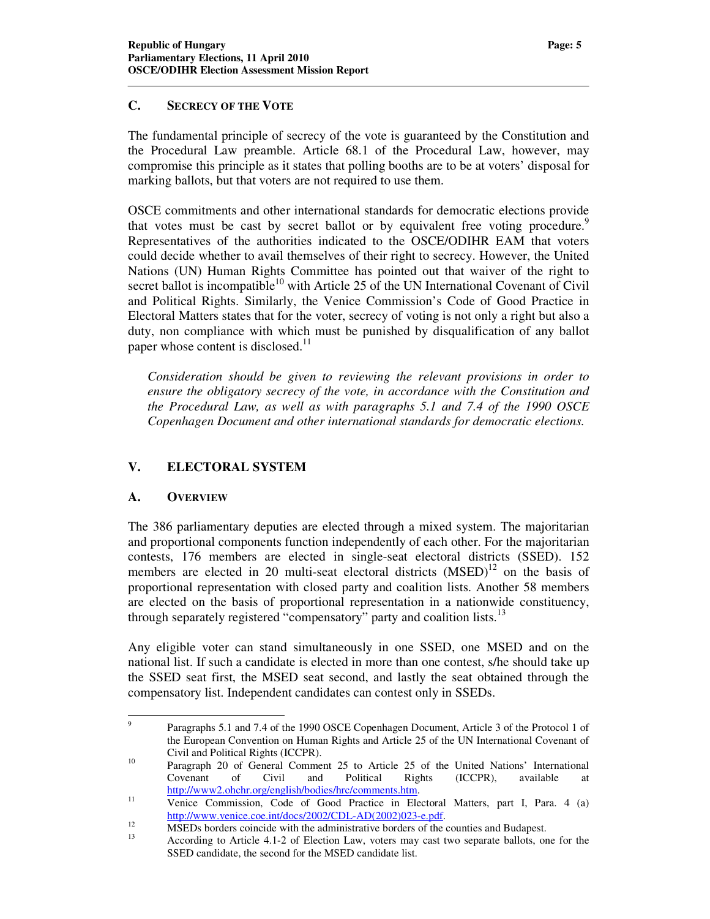### C. Secrecy of the Vote

The fundamental principle of secrecy of the vote is guaranteed by the Constitution and the Procedural Law preamble. Article 68.1 of the Procedural Law, however, may compromise this principle as it states that polling booths are to be at voters' disposal for marking ballots, but that voters are not required to use them.

OSCE commitments and other international standards for democratic elections provide that votes must be cast by secret ballot or by equivalent free voting procedure.[9] Representatives of the authorities indicated to the OSCE/ODIHR EAM that voters could decide whether to avail themselves of their right to secrecy. However, the United Nations (UN) Human Rights Committee has pointed out that waiver of the right to secret ballot is incompatible[10] with Article 25 of the UN International Covenant of Civil and Political Rights. Similarly, the Venice Commission's Code of Good Practice in Electoral Matters states that for the voter, secrecy of voting is not only a right but also a duty, non compliance with which must be punished by disqualification of any ballot paper whose content is disclosed.[11]

> *Consideration should be given to reviewing the relevant provisions in order to ensure the obligatory secrecy of the vote, in accordance with the Constitution and the Procedural Law, as well as with paragraphs 5.1 and 7.4 of the 1990 OSCE Copenhagen Document and other international standards for democratic elections.*

## V. ELECTORAL SYSTEM

### A. Overview

The 386 parliamentary deputies are elected through a mixed system. The majoritarian and proportional components function independently of each other. For the majoritarian contests, 176 members are elected in single-seat electoral districts (SSED). 152 members are elected in 20 multi-seat electoral districts (MSED)[12] on the basis of proportional representation with closed party and coalition lists. Another 58 members are elected on the basis of proportional representation in a nationwide constituency, through separately registered "compensatory" party and coalition lists.[13]

Any eligible voter can stand simultaneously in one SSED, one MSED and on the national list. If such a candidate is elected in more than one contest, s/he should take up the SSED seat first, the MSED seat second, and lastly the seat obtained through the compensatory list. Independent candidates can contest only in SSEDs.

---

[9] Paragraphs 5.1 and 7.4 of the 1990 OSCE Copenhagen Document, Article 3 of the Protocol 1 of the European Convention on Human Rights and Article 25 of the UN International Covenant of Civil and Political Rights (ICCPR).

[10] Paragraph 20 of General Comment 25 to Article 25 of the United Nations' International Covenant of Civil and Political Rights (ICCPR), available at http://www2.ohchr.org/english/bodies/hrc/comments.htm.

[11] Venice Commission, Code of Good Practice in Electoral Matters, part I, Para. 4 (a) http://www.venice.coe.int/docs/2002/CDL-AD(2002)023-e.pdf.

[12] MSEDs borders coincide with the administrative borders of the counties and Budapest.

[13] According to Article 4.1-2 of Election Law, voters may cast two separate ballots, one for the SSED candidate, the second for the MSED candidate list.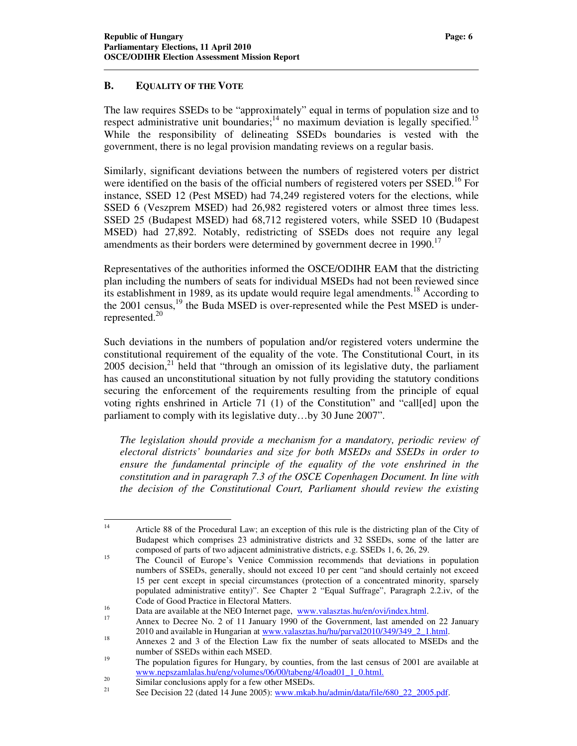## B. EQUALITY OF THE VOTE

The law requires SSEDs to be "approximately" equal in terms of population size and to respect administrative unit boundaries;[14] no maximum deviation is legally specified.[15] While the responsibility of delineating SSEDs boundaries is vested with the government, there is no legal provision mandating reviews on a regular basis.

Similarly, significant deviations between the numbers of registered voters per district were identified on the basis of the official numbers of registered voters per SSED.[16] For instance, SSED 12 (Pest MSED) had 74,249 registered voters for the elections, while SSED 6 (Veszprem MSED) had 26,982 registered voters or almost three times less. SSED 25 (Budapest MSED) had 68,712 registered voters, while SSED 10 (Budapest MSED) had 27,892. Notably, redistricting of SSEDs does not require any legal amendments as their borders were determined by government decree in 1990.[17]

Representatives of the authorities informed the OSCE/ODIHR EAM that the districting plan including the numbers of seats for individual MSEDs had not been reviewed since its establishment in 1989, as its update would require legal amendments.[18] According to the 2001 census,[19] the Buda MSED is over-represented while the Pest MSED is under-represented.[20]

Such deviations in the numbers of population and/or registered voters undermine the constitutional requirement of the equality of the vote. The Constitutional Court, in its 2005 decision,[21] held that "through an omission of its legislative duty, the parliament has caused an unconstitutional situation by not fully providing the statutory conditions securing the enforcement of the requirements resulting from the principle of equal voting rights enshrined in Article 71 (1) of the Constitution" and "call[ed] upon the parliament to comply with its legislative duty…by 30 June 2007".

*The legislation should provide a mechanism for a mandatory, periodic review of electoral districts' boundaries and size for both MSEDs and SSEDs in order to ensure the fundamental principle of the equality of the vote enshrined in the constitution and in paragraph 7.3 of the OSCE Copenhagen Document. In line with the decision of the Constitutional Court, Parliament should review the existing*

---

[14] Article 88 of the Procedural Law; an exception of this rule is the districting plan of the City of Budapest which comprises 23 administrative districts and 32 SSEDs, some of the latter are composed of parts of two adjacent administrative districts, e.g. SSEDs 1, 6, 26, 29.

[15] The Council of Europe's Venice Commission recommends that deviations in population numbers of SSEDs, generally, should not exceed 10 per cent "and should certainly not exceed 15 per cent except in special circumstances (protection of a concentrated minority, sparsely populated administrative entity)". See Chapter 2 "Equal Suffrage", Paragraph 2.2.iv, of the Code of Good Practice in Electoral Matters.

[16] Data are available at the NEO Internet page, www.valasztas.hu/en/ovi/index.html.

[17] Annex to Decree No. 2 of 11 January 1990 of the Government, last amended on 22 January 2010 and available in Hungarian at www.valasztas.hu/hu/parval2010/349/349_2_1.html.

[18] Annexes 2 and 3 of the Election Law fix the number of seats allocated to MSEDs and the number of SSEDs within each MSED.

[19] The population figures for Hungary, by counties, from the last census of 2001 are available at www.nepszamlalas.hu/eng/volumes/06/00/tabeng/4/load01_1_0.html.

[20] Similar conclusions apply for a few other MSEDs.

[21] See Decision 22 (dated 14 June 2005): www.mkab.hu/admin/data/file/680_22_2005.pdf.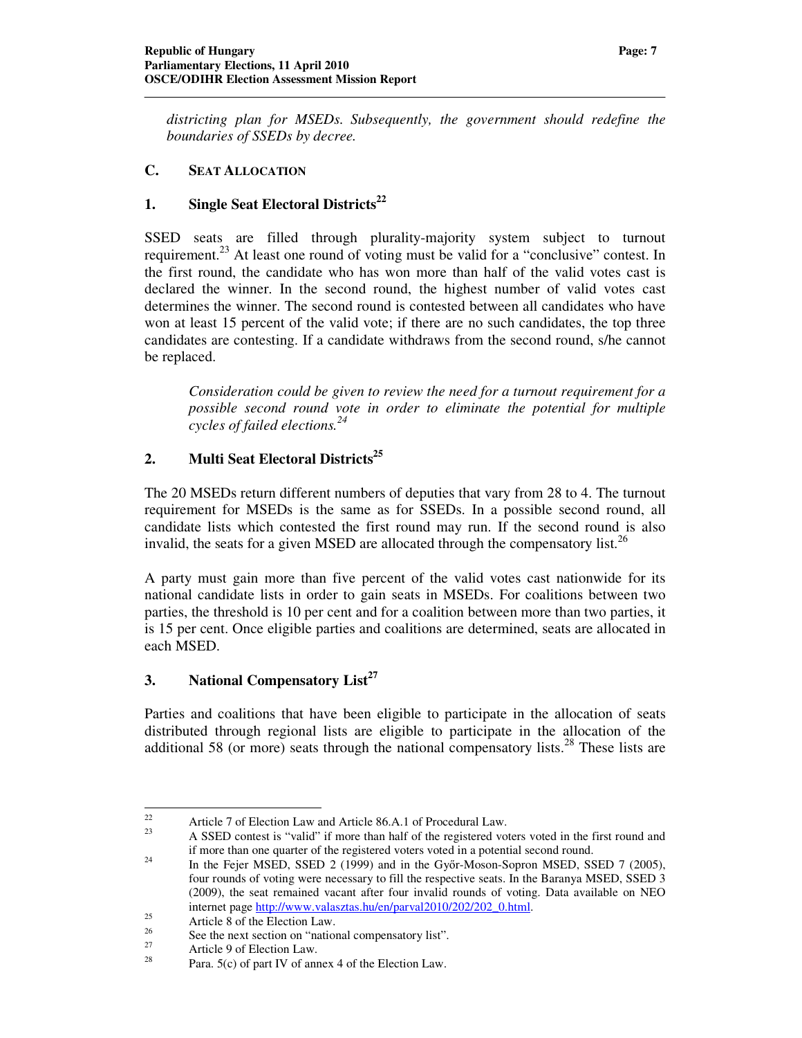*districting plan for MSEDs. Subsequently, the government should redefine the boundaries of SSEDs by decree.*

## C. Seat Allocation

### 1. Single Seat Electoral Districts[22]

SSED seats are filled through plurality-majority system subject to turnout requirement.[23] At least one round of voting must be valid for a "conclusive" contest. In the first round, the candidate who has won more than half of the valid votes cast is declared the winner. In the second round, the highest number of valid votes cast determines the winner. The second round is contested between all candidates who have won at least 15 percent of the valid vote; if there are no such candidates, the top three candidates are contesting. If a candidate withdraws from the second round, s/he cannot be replaced.

*Consideration could be given to review the need for a turnout requirement for a possible second round vote in order to eliminate the potential for multiple cycles of failed elections.[24]*

### 2. Multi Seat Electoral Districts[25]

The 20 MSEDs return different numbers of deputies that vary from 28 to 4. The turnout requirement for MSEDs is the same as for SSEDs. In a possible second round, all candidate lists which contested the first round may run. If the second round is also invalid, the seats for a given MSED are allocated through the compensatory list.[26]

A party must gain more than five percent of the valid votes cast nationwide for its national candidate lists in order to gain seats in MSEDs. For coalitions between two parties, the threshold is 10 per cent and for a coalition between more than two parties, it is 15 per cent. Once eligible parties and coalitions are determined, seats are allocated in each MSED.

### 3. National Compensatory List[27]

Parties and coalitions that have been eligible to participate in the allocation of seats distributed through regional lists are eligible to participate in the allocation of the additional 58 (or more) seats through the national compensatory lists.[28] These lists are

---

[22] Article 7 of Election Law and Article 86.A.1 of Procedural Law.

[23] A SSED contest is "valid" if more than half of the registered voters voted in the first round and if more than one quarter of the registered voters voted in a potential second round.

[24] In the Fejer MSED, SSED 2 (1999) and in the Győr-Moson-Sopron MSED, SSED 7 (2005), four rounds of voting were necessary to fill the respective seats. In the Baranya MSED, SSED 3 (2009), the seat remained vacant after four invalid rounds of voting. Data available on NEO internet page http://www.valasztas.hu/en/parval2010/202/202_0.html.

[25] Article 8 of the Election Law.

[26] See the next section on "national compensatory list".

[27] Article 9 of Election Law.

[28] Para. 5(c) of part IV of annex 4 of the Election Law.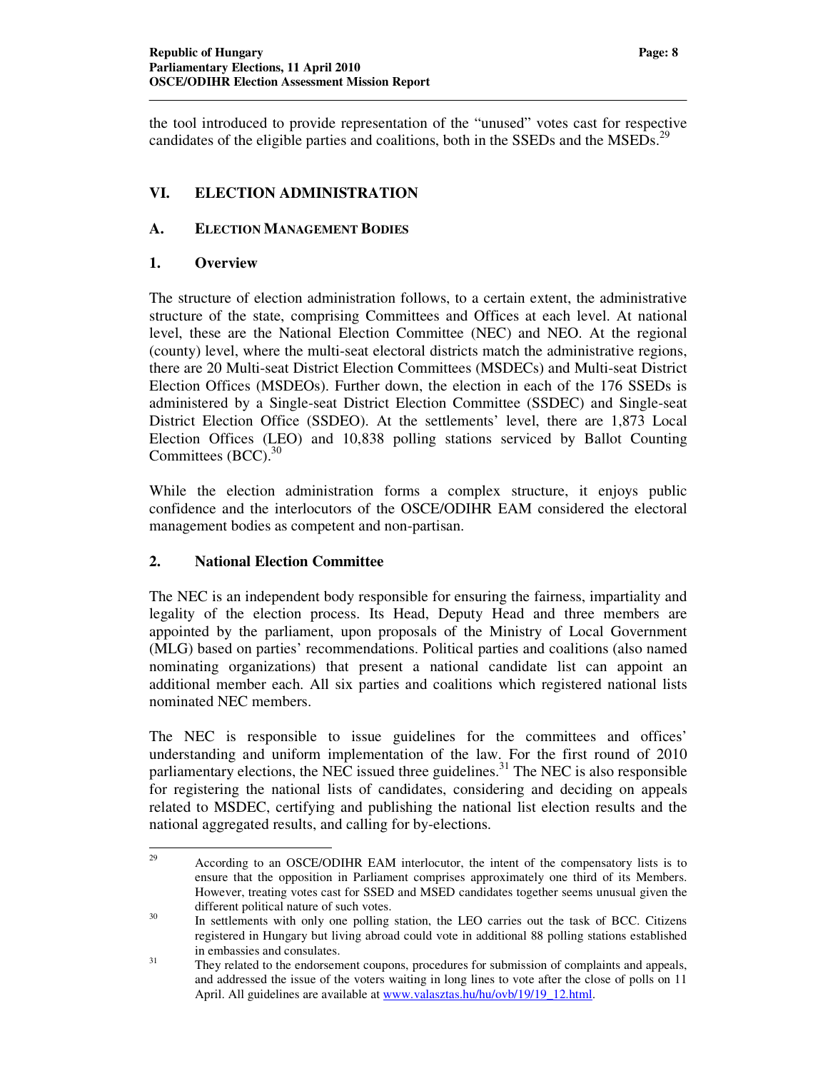the tool introduced to provide representation of the "unused" votes cast for respective candidates of the eligible parties and coalitions, both in the SSEDs and the MSEDs.[29]

## VI. ELECTION ADMINISTRATION

### A. ELECTION MANAGEMENT BODIES

#### 1. Overview

The structure of election administration follows, to a certain extent, the administrative structure of the state, comprising Committees and Offices at each level. At national level, these are the National Election Committee (NEC) and NEO. At the regional (county) level, where the multi-seat electoral districts match the administrative regions, there are 20 Multi-seat District Election Committees (MSDECs) and Multi-seat District Election Offices (MSDEOs). Further down, the election in each of the 176 SSEDs is administered by a Single-seat District Election Committee (SSDEC) and Single-seat District Election Office (SSDEO). At the settlements' level, there are 1,873 Local Election Offices (LEO) and 10,838 polling stations serviced by Ballot Counting Committees (BCC).[30]

While the election administration forms a complex structure, it enjoys public confidence and the interlocutors of the OSCE/ODIHR EAM considered the electoral management bodies as competent and non-partisan.

#### 2. National Election Committee

The NEC is an independent body responsible for ensuring the fairness, impartiality and legality of the election process. Its Head, Deputy Head and three members are appointed by the parliament, upon proposals of the Ministry of Local Government (MLG) based on parties' recommendations. Political parties and coalitions (also named nominating organizations) that present a national candidate list can appoint an additional member each. All six parties and coalitions which registered national lists nominated NEC members.

The NEC is responsible to issue guidelines for the committees and offices' understanding and uniform implementation of the law. For the first round of 2010 parliamentary elections, the NEC issued three guidelines.[31] The NEC is also responsible for registering the national lists of candidates, considering and deciding on appeals related to MSDEC, certifying and publishing the national list election results and the national aggregated results, and calling for by-elections.

---

[29] According to an OSCE/ODIHR EAM interlocutor, the intent of the compensatory lists is to ensure that the opposition in Parliament comprises approximately one third of its Members. However, treating votes cast for SSED and MSED candidates together seems unusual given the different political nature of such votes.

[30] In settlements with only one polling station, the LEO carries out the task of BCC. Citizens registered in Hungary but living abroad could vote in additional 88 polling stations established in embassies and consulates.

[31] They related to the endorsement coupons, procedures for submission of complaints and appeals, and addressed the issue of the voters waiting in long lines to vote after the close of polls on 11 April. All guidelines are available at www.valasztas.hu/hu/ovb/19/19_12.html.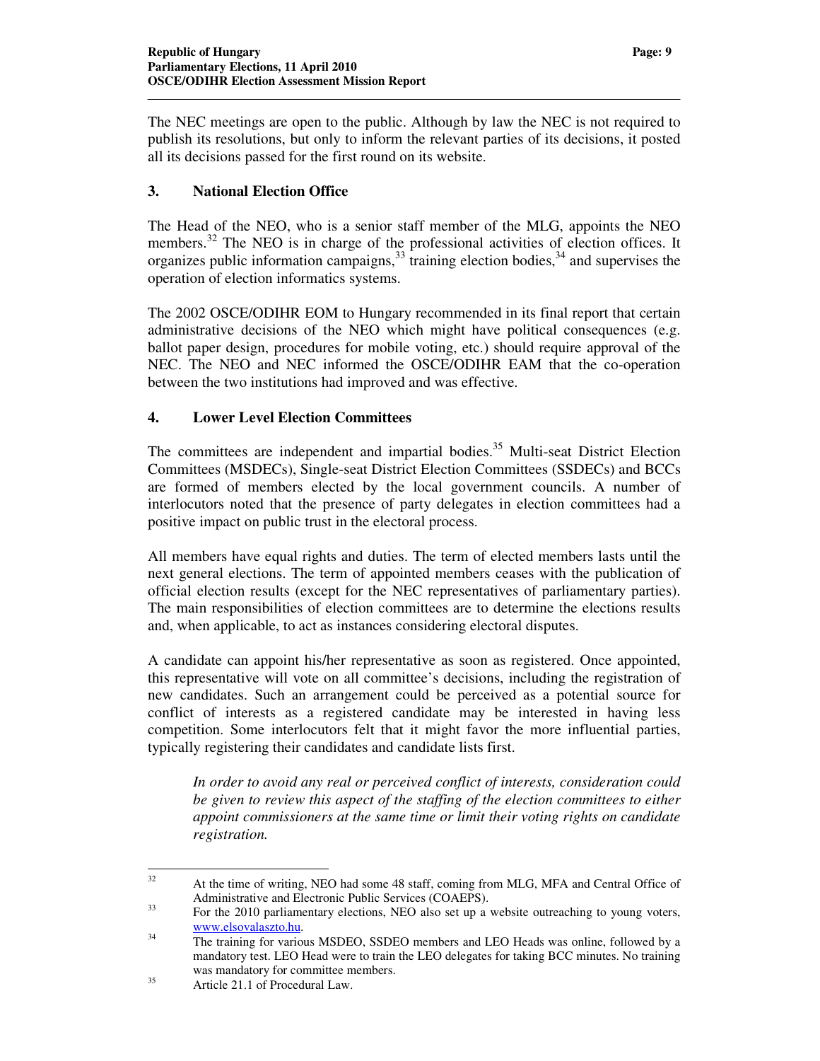The NEC meetings are open to the public. Although by law the NEC is not required to publish its resolutions, but only to inform the relevant parties of its decisions, it posted all its decisions passed for the first round on its website.

## 3. National Election Office

The Head of the NEO, who is a senior staff member of the MLG, appoints the NEO members.[32] The NEO is in charge of the professional activities of election offices. It organizes public information campaigns,[33] training election bodies,[34] and supervises the operation of election informatics systems.

The 2002 OSCE/ODIHR EOM to Hungary recommended in its final report that certain administrative decisions of the NEO which might have political consequences (e.g. ballot paper design, procedures for mobile voting, etc.) should require approval of the NEC. The NEO and NEC informed the OSCE/ODIHR EAM that the co-operation between the two institutions had improved and was effective.

## 4. Lower Level Election Committees

The committees are independent and impartial bodies.[35] Multi-seat District Election Committees (MSDECs), Single-seat District Election Committees (SSDECs) and BCCs are formed of members elected by the local government councils. A number of interlocutors noted that the presence of party delegates in election committees had a positive impact on public trust in the electoral process.

All members have equal rights and duties. The term of elected members lasts until the next general elections. The term of appointed members ceases with the publication of official election results (except for the NEC representatives of parliamentary parties). The main responsibilities of election committees are to determine the elections results and, when applicable, to act as instances considering electoral disputes.

A candidate can appoint his/her representative as soon as registered. Once appointed, this representative will vote on all committee's decisions, including the registration of new candidates. Such an arrangement could be perceived as a potential source for conflict of interests as a registered candidate may be interested in having less competition. Some interlocutors felt that it might favor the more influential parties, typically registering their candidates and candidate lists first.

> *In order to avoid any real or perceived conflict of interests, consideration could be given to review this aspect of the staffing of the election committees to either appoint commissioners at the same time or limit their voting rights on candidate registration.*

---

[32] At the time of writing, NEO had some 48 staff, coming from MLG, MFA and Central Office of Administrative and Electronic Public Services (COAEPS).

[33] For the 2010 parliamentary elections, NEO also set up a website outreaching to young voters, www.elsovalaszto.hu.

[34] The training for various MSDEO, SSDEO members and LEO Heads was online, followed by a mandatory test. LEO Head were to train the LEO delegates for taking BCC minutes. No training was mandatory for committee members.

[35] Article 21.1 of Procedural Law.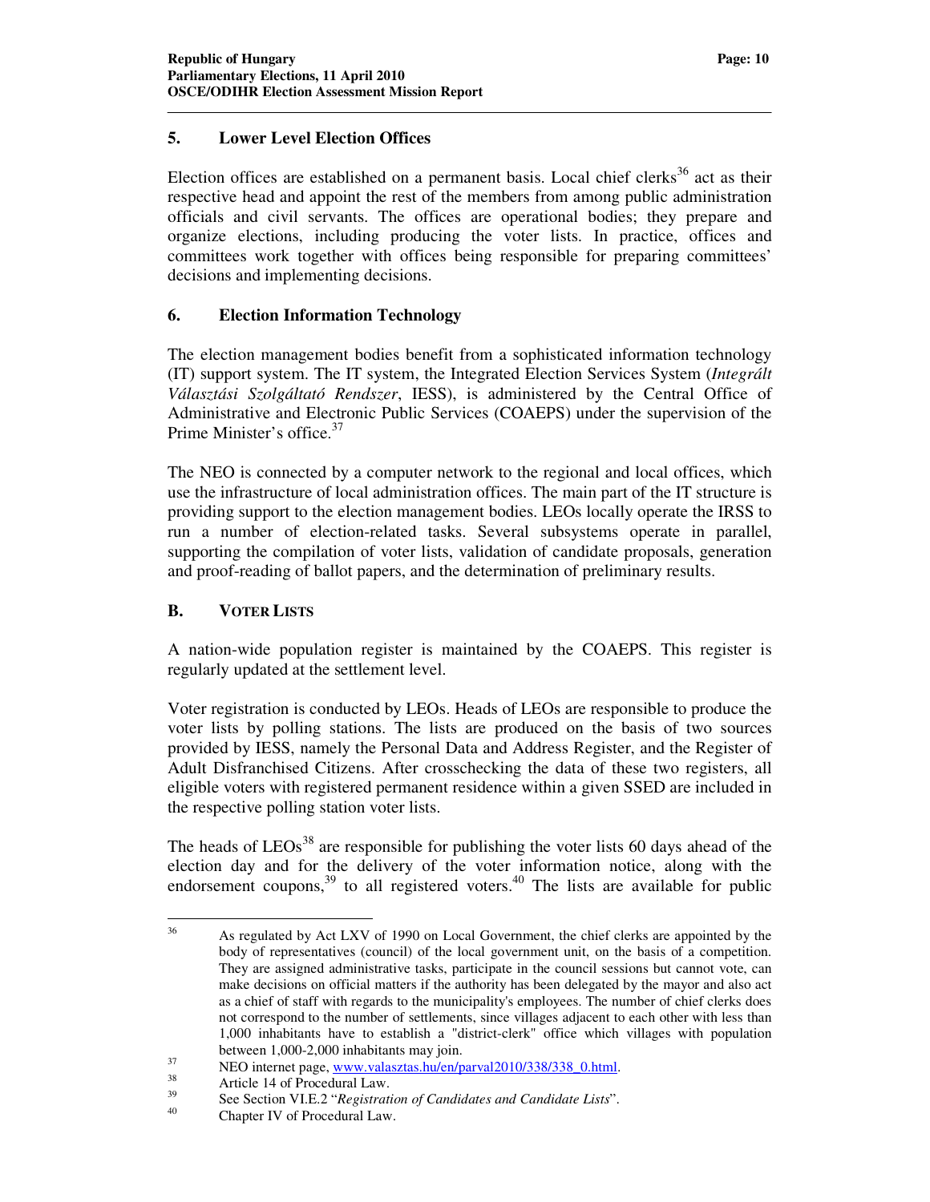## 5. Lower Level Election Offices

Election offices are established on a permanent basis. Local chief clerks[36] act as their respective head and appoint the rest of the members from among public administration officials and civil servants. The offices are operational bodies; they prepare and organize elections, including producing the voter lists. In practice, offices and committees work together with offices being responsible for preparing committees' decisions and implementing decisions.

## 6. Election Information Technology

The election management bodies benefit from a sophisticated information technology (IT) support system. The IT system, the Integrated Election Services System (*Integrált Választási Szolgáltató Rendszer*, IESS), is administered by the Central Office of Administrative and Electronic Public Services (COAEPS) under the supervision of the Prime Minister's office.[37]

The NEO is connected by a computer network to the regional and local offices, which use the infrastructure of local administration offices. The main part of the IT structure is providing support to the election management bodies. LEOs locally operate the IRSS to run a number of election-related tasks. Several subsystems operate in parallel, supporting the compilation of voter lists, validation of candidate proposals, generation and proof-reading of ballot papers, and the determination of preliminary results.

## B. VOTER LISTS

A nation-wide population register is maintained by the COAEPS. This register is regularly updated at the settlement level.

Voter registration is conducted by LEOs. Heads of LEOs are responsible to produce the voter lists by polling stations. The lists are produced on the basis of two sources provided by IESS, namely the Personal Data and Address Register, and the Register of Adult Disfranchised Citizens. After crosschecking the data of these two registers, all eligible voters with registered permanent residence within a given SSED are included in the respective polling station voter lists.

The heads of LEOs[38] are responsible for publishing the voter lists 60 days ahead of the election day and for the delivery of the voter information notice, along with the endorsement coupons,[39] to all registered voters.[40] The lists are available for public

---

[36] As regulated by Act LXV of 1990 on Local Government, the chief clerks are appointed by the body of representatives (council) of the local government unit, on the basis of a competition. They are assigned administrative tasks, participate in the council sessions but cannot vote, can make decisions on official matters if the authority has been delegated by the mayor and also act as a chief of staff with regards to the municipality's employees. The number of chief clerks does not correspond to the number of settlements, since villages adjacent to each other with less than 1,000 inhabitants have to establish a "district-clerk" office which villages with population between 1,000-2,000 inhabitants may join.

[37] NEO internet page, www.valasztas.hu/en/parval2010/338/338_0.html.

[38] Article 14 of Procedural Law.

[39] See Section VI.E.2 "*Registration of Candidates and Candidate Lists*".

[40] Chapter IV of Procedural Law.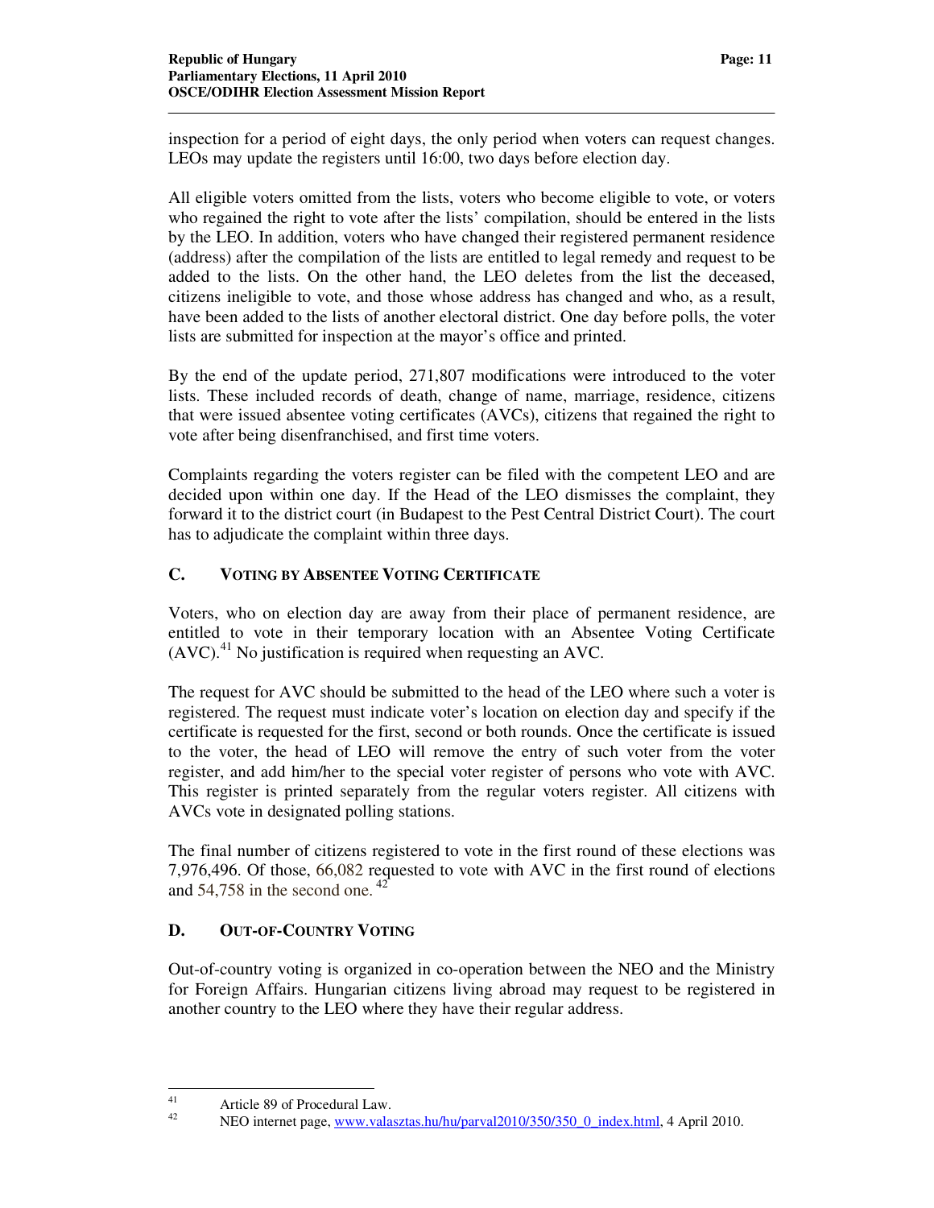inspection for a period of eight days, the only period when voters can request changes. LEOs may update the registers until 16:00, two days before election day.

All eligible voters omitted from the lists, voters who become eligible to vote, or voters who regained the right to vote after the lists' compilation, should be entered in the lists by the LEO. In addition, voters who have changed their registered permanent residence (address) after the compilation of the lists are entitled to legal remedy and request to be added to the lists. On the other hand, the LEO deletes from the list the deceased, citizens ineligible to vote, and those whose address has changed and who, as a result, have been added to the lists of another electoral district. One day before polls, the voter lists are submitted for inspection at the mayor's office and printed.

By the end of the update period, 271,807 modifications were introduced to the voter lists. These included records of death, change of name, marriage, residence, citizens that were issued absentee voting certificates (AVCs), citizens that regained the right to vote after being disenfranchised, and first time voters.

Complaints regarding the voters register can be filed with the competent LEO and are decided upon within one day. If the Head of the LEO dismisses the complaint, they forward it to the district court (in Budapest to the Pest Central District Court). The court has to adjudicate the complaint within three days.

### C. VOTING BY ABSENTEE VOTING CERTIFICATE

Voters, who on election day are away from their place of permanent residence, are entitled to vote in their temporary location with an Absentee Voting Certificate (AVC).[41] No justification is required when requesting an AVC.

The request for AVC should be submitted to the head of the LEO where such a voter is registered. The request must indicate voter's location on election day and specify if the certificate is requested for the first, second or both rounds. Once the certificate is issued to the voter, the head of LEO will remove the entry of such voter from the voter register, and add him/her to the special voter register of persons who vote with AVC. This register is printed separately from the regular voters register. All citizens with AVCs vote in designated polling stations.

The final number of citizens registered to vote in the first round of these elections was 7,976,496. Of those, 66,082 requested to vote with AVC in the first round of elections and 54,758 in the second one.[42]

### D. OUT-OF-COUNTRY VOTING

Out-of-country voting is organized in co-operation between the NEO and the Ministry for Foreign Affairs. Hungarian citizens living abroad may request to be registered in another country to the LEO where they have their regular address.

---

[41] Article 89 of Procedural Law.

[42] NEO internet page, www.valasztas.hu/hu/parval2010/350/350_0_index.html, 4 April 2010.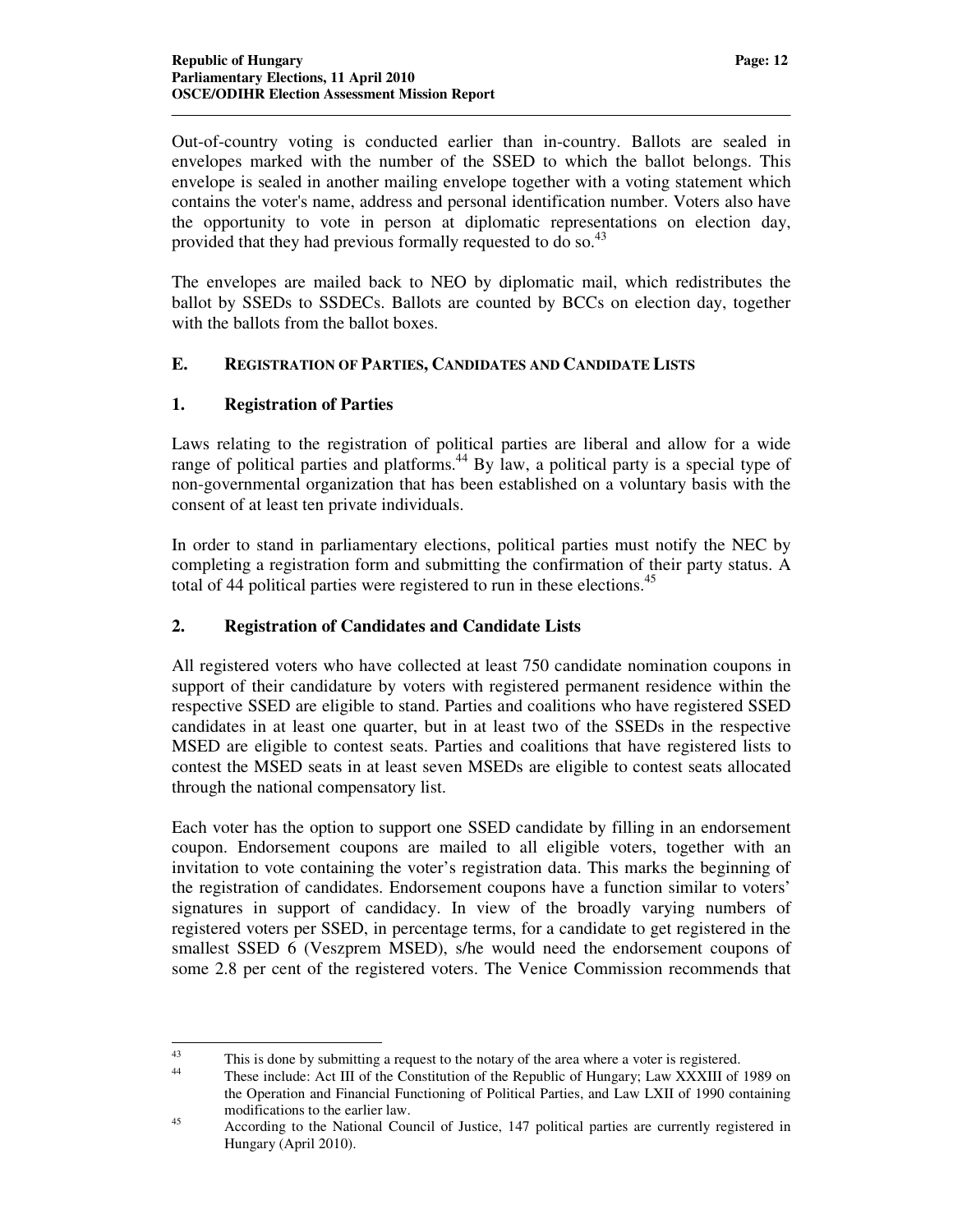Out-of-country voting is conducted earlier than in-country. Ballots are sealed in envelopes marked with the number of the SSED to which the ballot belongs. This envelope is sealed in another mailing envelope together with a voting statement which contains the voter's name, address and personal identification number. Voters also have the opportunity to vote in person at diplomatic representations on election day, provided that they had previous formally requested to do so.[43]

The envelopes are mailed back to NEO by diplomatic mail, which redistributes the ballot by SSEDs to SSDECs. Ballots are counted by BCCs on election day, together with the ballots from the ballot boxes.

## E. REGISTRATION OF PARTIES, CANDIDATES AND CANDIDATE LISTS

### 1. Registration of Parties

Laws relating to the registration of political parties are liberal and allow for a wide range of political parties and platforms.[44] By law, a political party is a special type of non-governmental organization that has been established on a voluntary basis with the consent of at least ten private individuals.

In order to stand in parliamentary elections, political parties must notify the NEC by completing a registration form and submitting the confirmation of their party status. A total of 44 political parties were registered to run in these elections.[45]

### 2. Registration of Candidates and Candidate Lists

All registered voters who have collected at least 750 candidate nomination coupons in support of their candidature by voters with registered permanent residence within the respective SSED are eligible to stand. Parties and coalitions who have registered SSED candidates in at least one quarter, but in at least two of the SSEDs in the respective MSED are eligible to contest seats. Parties and coalitions that have registered lists to contest the MSED seats in at least seven MSEDs are eligible to contest seats allocated through the national compensatory list.

Each voter has the option to support one SSED candidate by filling in an endorsement coupon. Endorsement coupons are mailed to all eligible voters, together with an invitation to vote containing the voter's registration data. This marks the beginning of the registration of candidates. Endorsement coupons have a function similar to voters' signatures in support of candidacy. In view of the broadly varying numbers of registered voters per SSED, in percentage terms, for a candidate to get registered in the smallest SSED 6 (Veszprem MSED), s/he would need the endorsement coupons of some 2.8 per cent of the registered voters. The Venice Commission recommends that

---

[43] This is done by submitting a request to the notary of the area where a voter is registered.

[44] These include: Act III of the Constitution of the Republic of Hungary; Law XXXIII of 1989 on the Operation and Financial Functioning of Political Parties, and Law LXII of 1990 containing modifications to the earlier law.

[45] According to the National Council of Justice, 147 political parties are currently registered in Hungary (April 2010).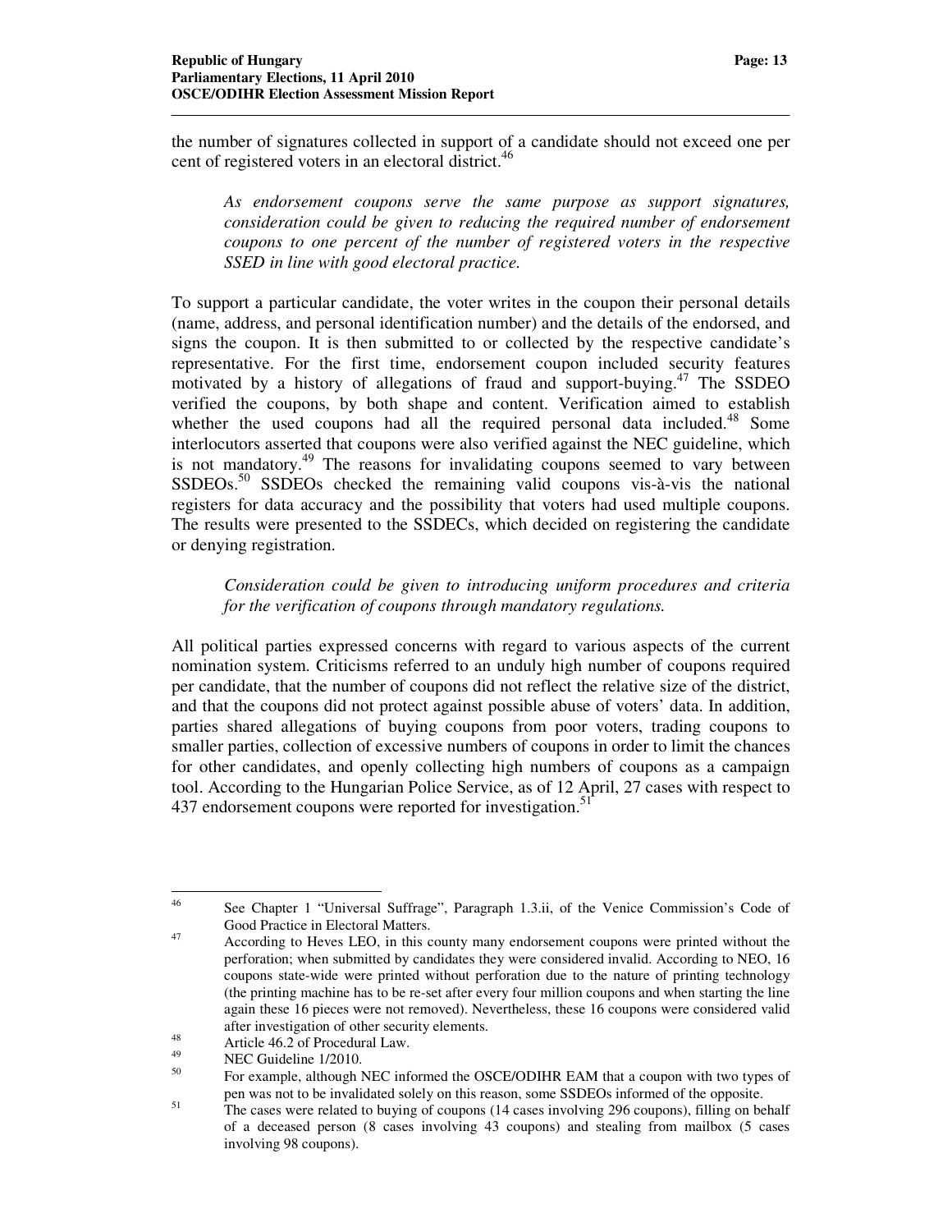the number of signatures collected in support of a candidate should not exceed one per cent of registered voters in an electoral district.[46]

*As endorsement coupons serve the same purpose as support signatures, consideration could be given to reducing the required number of endorsement coupons to one percent of the number of registered voters in the respective SSED in line with good electoral practice.*

To support a particular candidate, the voter writes in the coupon their personal details (name, address, and personal identification number) and the details of the endorsed, and signs the coupon. It is then submitted to or collected by the respective candidate's representative. For the first time, endorsement coupon included security features motivated by a history of allegations of fraud and support-buying.[47] The SSDEO verified the coupons, by both shape and content. Verification aimed to establish whether the used coupons had all the required personal data included.[48] Some interlocutors asserted that coupons were also verified against the NEC guideline, which is not mandatory.[49] The reasons for invalidating coupons seemed to vary between SSDEOs.[50] SSDEOs checked the remaining valid coupons vis-à-vis the national registers for data accuracy and the possibility that voters had used multiple coupons. The results were presented to the SSDECs, which decided on registering the candidate or denying registration.

*Consideration could be given to introducing uniform procedures and criteria for the verification of coupons through mandatory regulations.*

All political parties expressed concerns with regard to various aspects of the current nomination system. Criticisms referred to an unduly high number of coupons required per candidate, that the number of coupons did not reflect the relative size of the district, and that the coupons did not protect against possible abuse of voters' data. In addition, parties shared allegations of buying coupons from poor voters, trading coupons to smaller parties, collection of excessive numbers of coupons in order to limit the chances for other candidates, and openly collecting high numbers of coupons as a campaign tool. According to the Hungarian Police Service, as of 12 April, 27 cases with respect to 437 endorsement coupons were reported for investigation.[51]

---

[46] See Chapter 1 "Universal Suffrage", Paragraph 1.3.ii, of the Venice Commission's Code of Good Practice in Electoral Matters.

[47] According to Heves LEO, in this county many endorsement coupons were printed without the perforation; when submitted by candidates they were considered invalid. According to NEO, 16 coupons state-wide were printed without perforation due to the nature of printing technology (the printing machine has to be re-set after every four million coupons and when starting the line again these 16 pieces were not removed). Nevertheless, these 16 coupons were considered valid after investigation of other security elements.

[48] Article 46.2 of Procedural Law.

[49] NEC Guideline 1/2010.

[50] For example, although NEC informed the OSCE/ODIHR EAM that a coupon with two types of pen was not to be invalidated solely on this reason, some SSDEOs informed of the opposite.

[51] The cases were related to buying of coupons (14 cases involving 296 coupons), filling on behalf of a deceased person (8 cases involving 43 coupons) and stealing from mailbox (5 cases involving 98 coupons).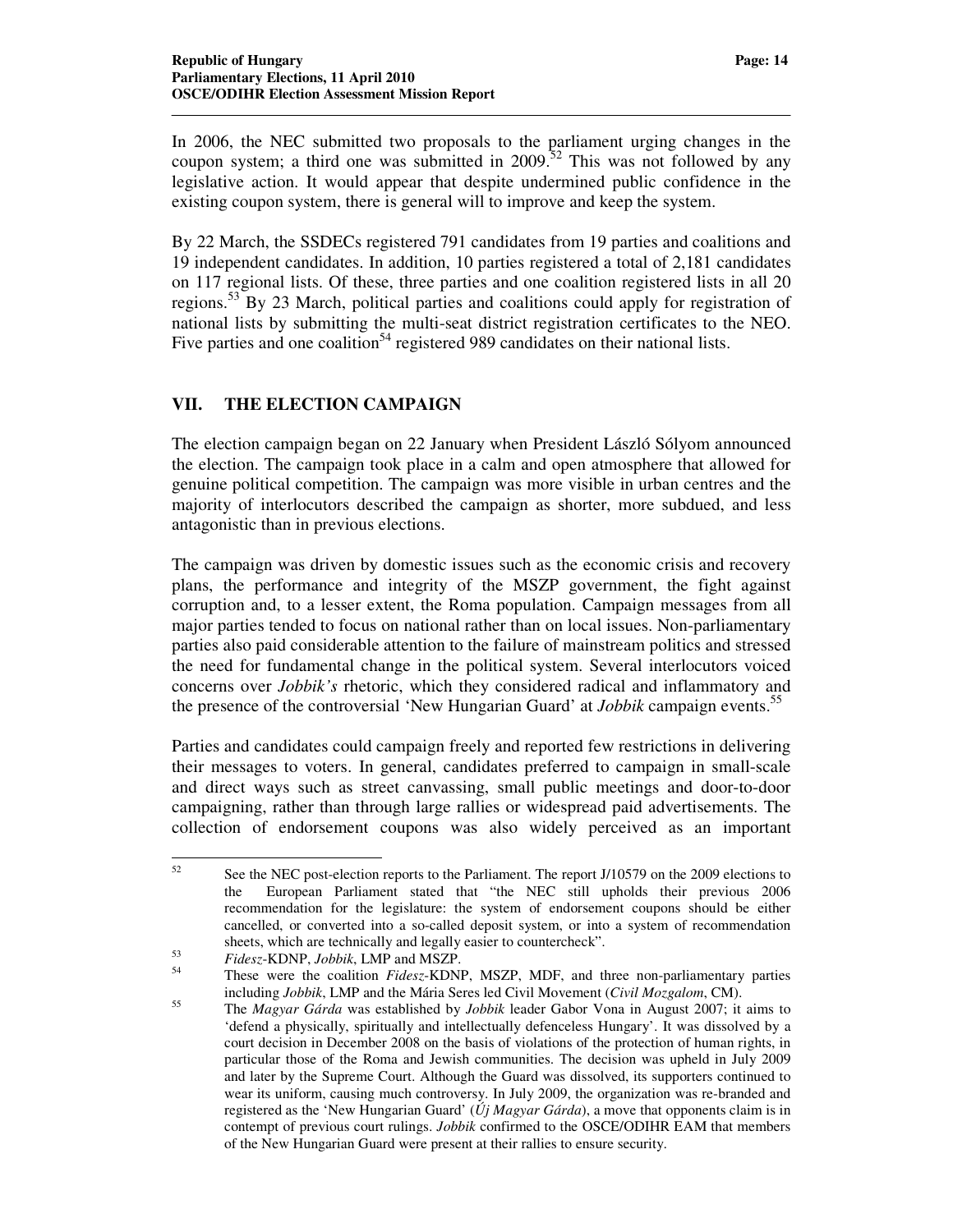In 2006, the NEC submitted two proposals to the parliament urging changes in the coupon system; a third one was submitted in 2009.[52] This was not followed by any legislative action. It would appear that despite undermined public confidence in the existing coupon system, there is general will to improve and keep the system.

By 22 March, the SSDECs registered 791 candidates from 19 parties and coalitions and 19 independent candidates. In addition, 10 parties registered a total of 2,181 candidates on 117 regional lists. Of these, three parties and one coalition registered lists in all 20 regions.[53] By 23 March, political parties and coalitions could apply for registration of national lists by submitting the multi-seat district registration certificates to the NEO. Five parties and one coalition[54] registered 989 candidates on their national lists.

## VII. THE ELECTION CAMPAIGN

The election campaign began on 22 January when President László Sólyom announced the election. The campaign took place in a calm and open atmosphere that allowed for genuine political competition. The campaign was more visible in urban centres and the majority of interlocutors described the campaign as shorter, more subdued, and less antagonistic than in previous elections.

The campaign was driven by domestic issues such as the economic crisis and recovery plans, the performance and integrity of the MSZP government, the fight against corruption and, to a lesser extent, the Roma population. Campaign messages from all major parties tended to focus on national rather than on local issues. Non-parliamentary parties also paid considerable attention to the failure of mainstream politics and stressed the need for fundamental change in the political system. Several interlocutors voiced concerns over *Jobbik's* rhetoric, which they considered radical and inflammatory and the presence of the controversial 'New Hungarian Guard' at *Jobbik* campaign events.[55]

Parties and candidates could campaign freely and reported few restrictions in delivering their messages to voters. In general, candidates preferred to campaign in small-scale and direct ways such as street canvassing, small public meetings and door-to-door campaigning, rather than through large rallies or widespread paid advertisements. The collection of endorsement coupons was also widely perceived as an important

---

[52] See the NEC post-election reports to the Parliament. The report J/10579 on the 2009 elections to the European Parliament stated that "the NEC still upholds their previous 2006 recommendation for the legislature: the system of endorsement coupons should be either cancelled, or converted into a so-called deposit system, or into a system of recommendation sheets, which are technically and legally easier to countercheck".

[53] *Fidesz*-KDNP, *Jobbik*, LMP and MSZP.

[54] These were the coalition *Fidesz*-KDNP, MSZP, MDF, and three non-parliamentary parties including *Jobbik*, LMP and the Mária Seres led Civil Movement (*Civil Mozgalom*, CM).

[55] The *Magyar Gárda* was established by *Jobbik* leader Gabor Vona in August 2007; it aims to 'defend a physically, spiritually and intellectually defenceless Hungary'. It was dissolved by a court decision in December 2008 on the basis of violations of the protection of human rights, in particular those of the Roma and Jewish communities. The decision was upheld in July 2009 and later by the Supreme Court. Although the Guard was dissolved, its supporters continued to wear its uniform, causing much controversy. In July 2009, the organization was re-branded and registered as the 'New Hungarian Guard' (*Új Magyar Gárda*), a move that opponents claim is in contempt of previous court rulings. *Jobbik* confirmed to the OSCE/ODIHR EAM that members of the New Hungarian Guard were present at their rallies to ensure security.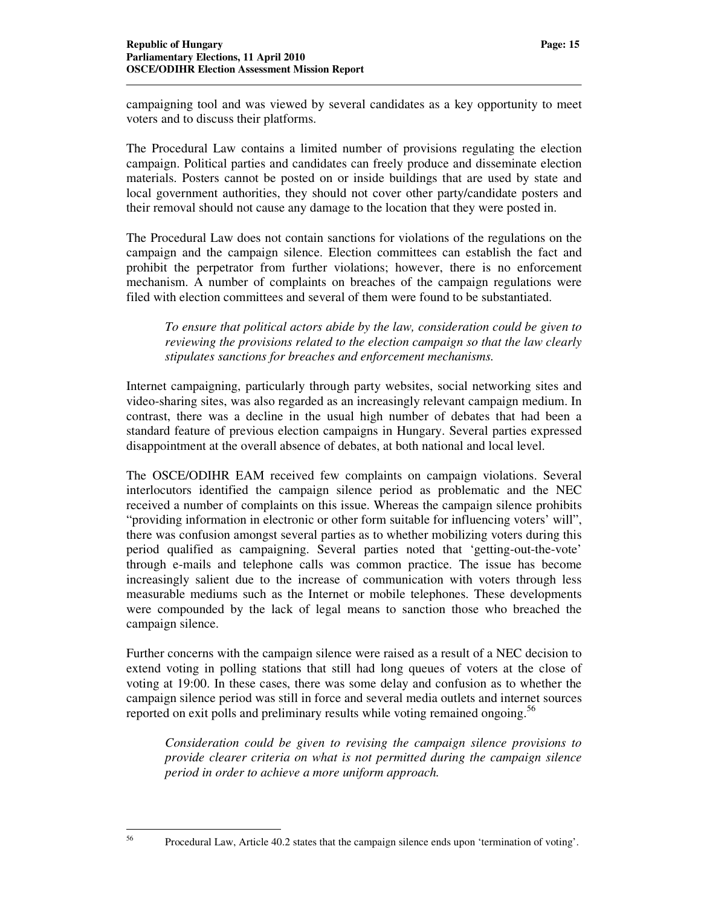campaigning tool and was viewed by several candidates as a key opportunity to meet voters and to discuss their platforms.

The Procedural Law contains a limited number of provisions regulating the election campaign. Political parties and candidates can freely produce and disseminate election materials. Posters cannot be posted on or inside buildings that are used by state and local government authorities, they should not cover other party/candidate posters and their removal should not cause any damage to the location that they were posted in.

The Procedural Law does not contain sanctions for violations of the regulations on the campaign and the campaign silence. Election committees can establish the fact and prohibit the perpetrator from further violations; however, there is no enforcement mechanism. A number of complaints on breaches of the campaign regulations were filed with election committees and several of them were found to be substantiated.

> *To ensure that political actors abide by the law, consideration could be given to reviewing the provisions related to the election campaign so that the law clearly stipulates sanctions for breaches and enforcement mechanisms.*

Internet campaigning, particularly through party websites, social networking sites and video-sharing sites, was also regarded as an increasingly relevant campaign medium. In contrast, there was a decline in the usual high number of debates that had been a standard feature of previous election campaigns in Hungary. Several parties expressed disappointment at the overall absence of debates, at both national and local level.

The OSCE/ODIHR EAM received few complaints on campaign violations. Several interlocutors identified the campaign silence period as problematic and the NEC received a number of complaints on this issue. Whereas the campaign silence prohibits "providing information in electronic or other form suitable for influencing voters' will", there was confusion amongst several parties as to whether mobilizing voters during this period qualified as campaigning. Several parties noted that 'getting-out-the-vote' through e-mails and telephone calls was common practice. The issue has become increasingly salient due to the increase of communication with voters through less measurable mediums such as the Internet or mobile telephones. These developments were compounded by the lack of legal means to sanction those who breached the campaign silence.

Further concerns with the campaign silence were raised as a result of a NEC decision to extend voting in polling stations that still had long queues of voters at the close of voting at 19:00. In these cases, there was some delay and confusion as to whether the campaign silence period was still in force and several media outlets and internet sources reported on exit polls and preliminary results while voting remained ongoing.[56]

> *Consideration could be given to revising the campaign silence provisions to provide clearer criteria on what is not permitted during the campaign silence period in order to achieve a more uniform approach.*

---

[56] Procedural Law, Article 40.2 states that the campaign silence ends upon 'termination of voting'.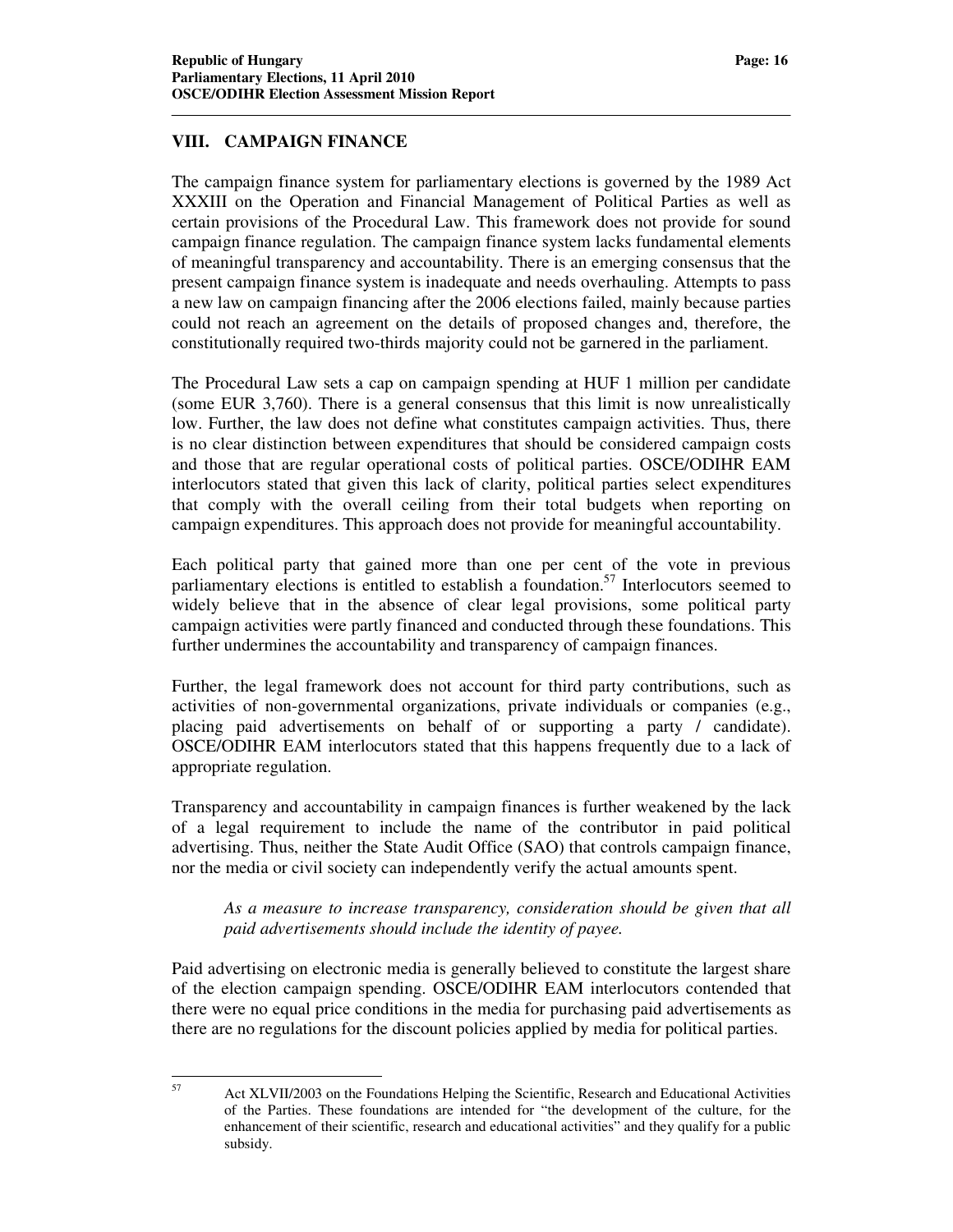## VIII. CAMPAIGN FINANCE

The campaign finance system for parliamentary elections is governed by the 1989 Act XXXIII on the Operation and Financial Management of Political Parties as well as certain provisions of the Procedural Law. This framework does not provide for sound campaign finance regulation. The campaign finance system lacks fundamental elements of meaningful transparency and accountability. There is an emerging consensus that the present campaign finance system is inadequate and needs overhauling. Attempts to pass a new law on campaign financing after the 2006 elections failed, mainly because parties could not reach an agreement on the details of proposed changes and, therefore, the constitutionally required two-thirds majority could not be garnered in the parliament.

The Procedural Law sets a cap on campaign spending at HUF 1 million per candidate (some EUR 3,760). There is a general consensus that this limit is now unrealistically low. Further, the law does not define what constitutes campaign activities. Thus, there is no clear distinction between expenditures that should be considered campaign costs and those that are regular operational costs of political parties. OSCE/ODIHR EAM interlocutors stated that given this lack of clarity, political parties select expenditures that comply with the overall ceiling from their total budgets when reporting on campaign expenditures. This approach does not provide for meaningful accountability.

Each political party that gained more than one per cent of the vote in previous parliamentary elections is entitled to establish a foundation.[57] Interlocutors seemed to widely believe that in the absence of clear legal provisions, some political party campaign activities were partly financed and conducted through these foundations. This further undermines the accountability and transparency of campaign finances.

Further, the legal framework does not account for third party contributions, such as activities of non-governmental organizations, private individuals or companies (e.g., placing paid advertisements on behalf of or supporting a party / candidate). OSCE/ODIHR EAM interlocutors stated that this happens frequently due to a lack of appropriate regulation.

Transparency and accountability in campaign finances is further weakened by the lack of a legal requirement to include the name of the contributor in paid political advertising. Thus, neither the State Audit Office (SAO) that controls campaign finance, nor the media or civil society can independently verify the actual amounts spent.

> *As a measure to increase transparency, consideration should be given that all paid advertisements should include the identity of payee.*

Paid advertising on electronic media is generally believed to constitute the largest share of the election campaign spending. OSCE/ODIHR EAM interlocutors contended that there were no equal price conditions in the media for purchasing paid advertisements as there are no regulations for the discount policies applied by media for political parties.

---

[57] Act XLVII/2003 on the Foundations Helping the Scientific, Research and Educational Activities of the Parties. These foundations are intended for "the development of the culture, for the enhancement of their scientific, research and educational activities" and they qualify for a public subsidy.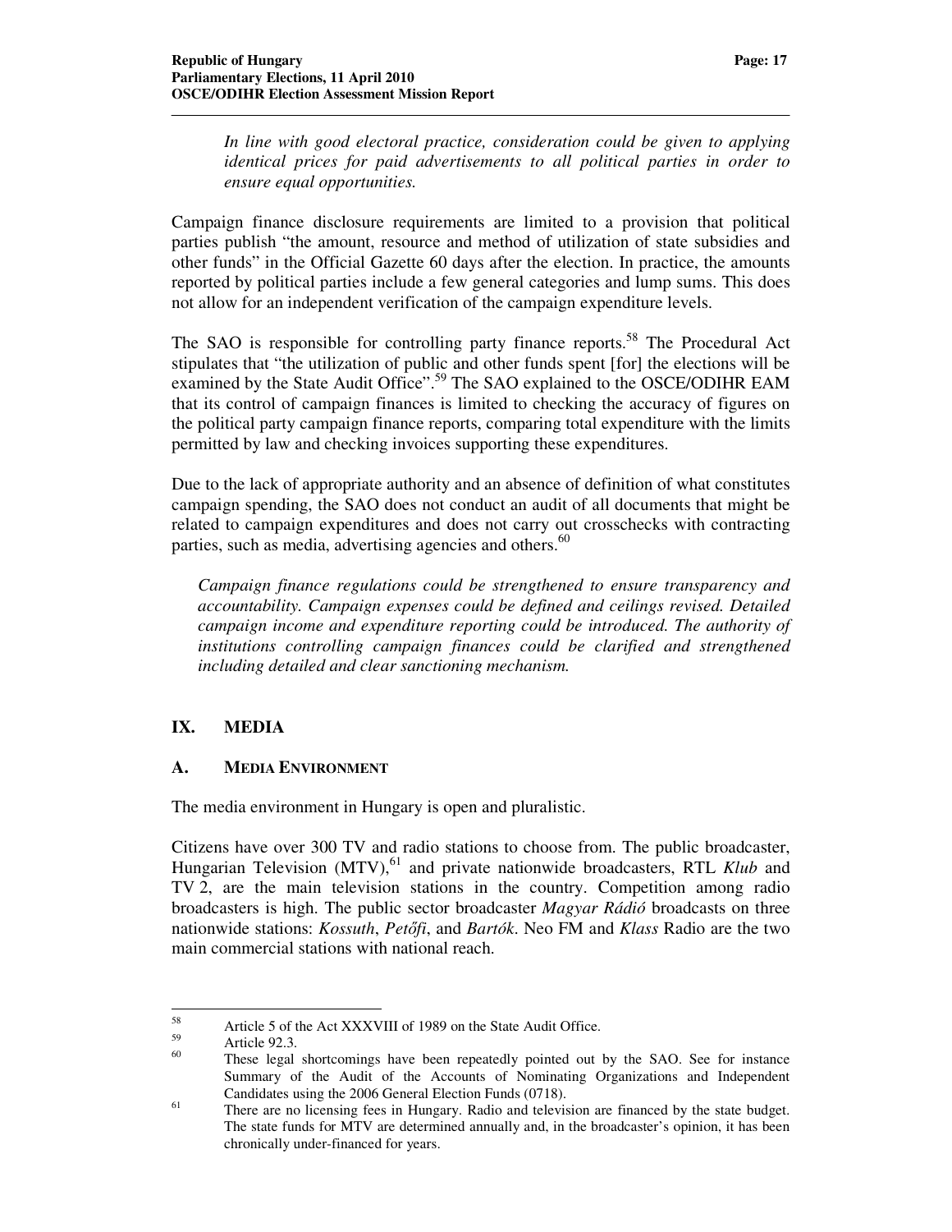*In line with good electoral practice, consideration could be given to applying identical prices for paid advertisements to all political parties in order to ensure equal opportunities.*

Campaign finance disclosure requirements are limited to a provision that political parties publish "the amount, resource and method of utilization of state subsidies and other funds" in the Official Gazette 60 days after the election. In practice, the amounts reported by political parties include a few general categories and lump sums. This does not allow for an independent verification of the campaign expenditure levels.

The SAO is responsible for controlling party finance reports.[58] The Procedural Act stipulates that "the utilization of public and other funds spent [for] the elections will be examined by the State Audit Office".[59] The SAO explained to the OSCE/ODIHR EAM that its control of campaign finances is limited to checking the accuracy of figures on the political party campaign finance reports, comparing total expenditure with the limits permitted by law and checking invoices supporting these expenditures.

Due to the lack of appropriate authority and an absence of definition of what constitutes campaign spending, the SAO does not conduct an audit of all documents that might be related to campaign expenditures and does not carry out crosschecks with contracting parties, such as media, advertising agencies and others.[60]

*Campaign finance regulations could be strengthened to ensure transparency and accountability. Campaign expenses could be defined and ceilings revised. Detailed campaign income and expenditure reporting could be introduced. The authority of institutions controlling campaign finances could be clarified and strengthened including detailed and clear sanctioning mechanism.*

## IX. MEDIA

### A. MEDIA ENVIRONMENT

The media environment in Hungary is open and pluralistic.

Citizens have over 300 TV and radio stations to choose from. The public broadcaster, Hungarian Television (MTV),[61] and private nationwide broadcasters, RTL *Klub* and TV 2, are the main television stations in the country. Competition among radio broadcasters is high. The public sector broadcaster *Magyar Rádió* broadcasts on three nationwide stations: *Kossuth*, *Petőfi*, and *Bartók*. Neo FM and *Klass* Radio are the two main commercial stations with national reach.

---

[58] Article 5 of the Act XXXVIII of 1989 on the State Audit Office.

[59] Article 92.3.

[60] These legal shortcomings have been repeatedly pointed out by the SAO. See for instance Summary of the Audit of the Accounts of Nominating Organizations and Independent Candidates using the 2006 General Election Funds (0718).

[61] There are no licensing fees in Hungary. Radio and television are financed by the state budget. The state funds for MTV are determined annually and, in the broadcaster's opinion, it has been chronically under-financed for years.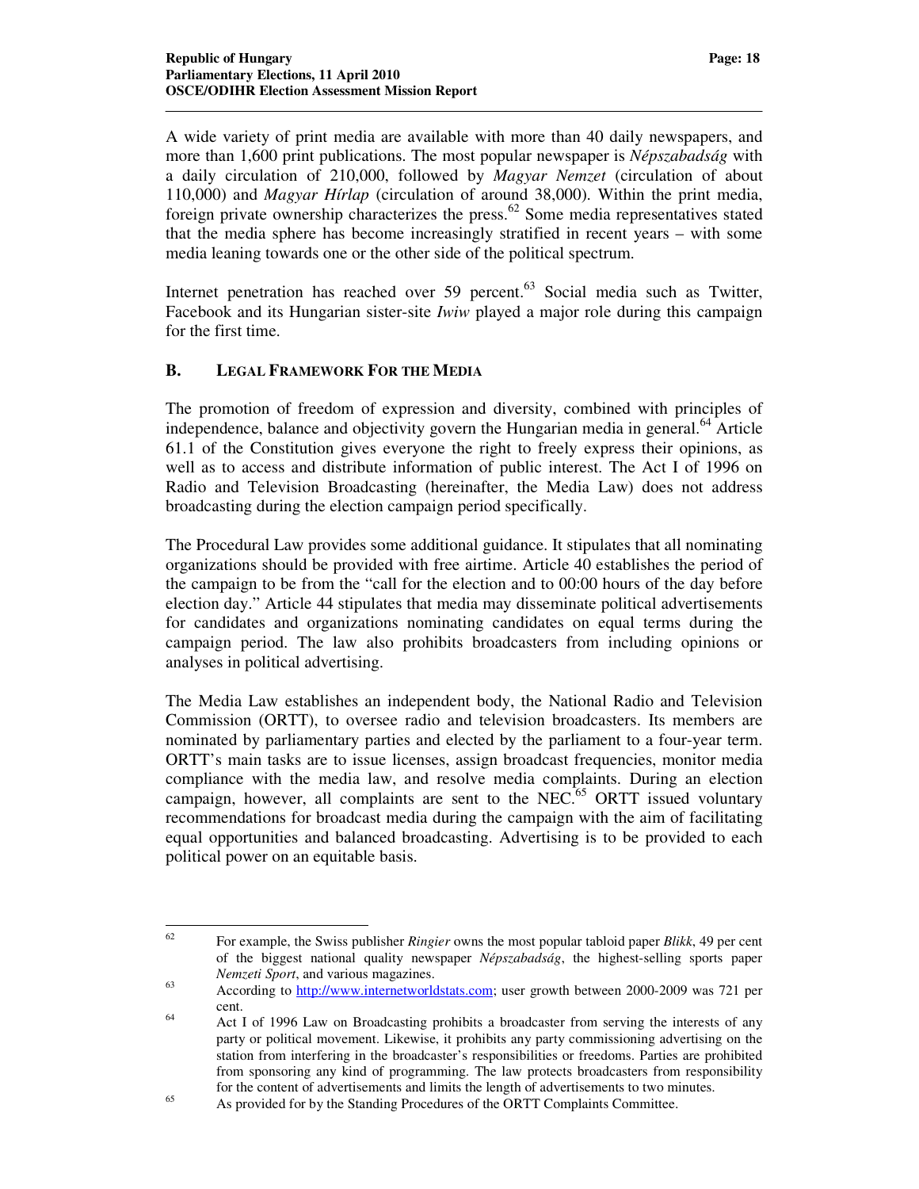A wide variety of print media are available with more than 40 daily newspapers, and more than 1,600 print publications. The most popular newspaper is *Népszabadság* with a daily circulation of 210,000, followed by *Magyar Nemzet* (circulation of about 110,000) and *Magyar Hírlap* (circulation of around 38,000). Within the print media, foreign private ownership characterizes the press.[62] Some media representatives stated that the media sphere has become increasingly stratified in recent years – with some media leaning towards one or the other side of the political spectrum.

Internet penetration has reached over 59 percent.[63] Social media such as Twitter, Facebook and its Hungarian sister-site *Iwiw* played a major role during this campaign for the first time.

## B. Legal Framework For the Media

The promotion of freedom of expression and diversity, combined with principles of independence, balance and objectivity govern the Hungarian media in general.[64] Article 61.1 of the Constitution gives everyone the right to freely express their opinions, as well as to access and distribute information of public interest. The Act I of 1996 on Radio and Television Broadcasting (hereinafter, the Media Law) does not address broadcasting during the election campaign period specifically.

The Procedural Law provides some additional guidance. It stipulates that all nominating organizations should be provided with free airtime. Article 40 establishes the period of the campaign to be from the "call for the election and to 00:00 hours of the day before election day." Article 44 stipulates that media may disseminate political advertisements for candidates and organizations nominating candidates on equal terms during the campaign period. The law also prohibits broadcasters from including opinions or analyses in political advertising.

The Media Law establishes an independent body, the National Radio and Television Commission (ORTT), to oversee radio and television broadcasters. Its members are nominated by parliamentary parties and elected by the parliament to a four-year term. ORTT's main tasks are to issue licenses, assign broadcast frequencies, monitor media compliance with the media law, and resolve media complaints. During an election campaign, however, all complaints are sent to the NEC.[65] ORTT issued voluntary recommendations for broadcast media during the campaign with the aim of facilitating equal opportunities and balanced broadcasting. Advertising is to be provided to each political power on an equitable basis.

---

[62] For example, the Swiss publisher *Ringier* owns the most popular tabloid paper *Blikk*, 49 per cent of the biggest national quality newspaper *Népszabadság*, the highest-selling sports paper *Nemzeti Sport*, and various magazines.

[63] According to http://www.internetworldstats.com; user growth between 2000-2009 was 721 per cent.

[64] Act I of 1996 Law on Broadcasting prohibits a broadcaster from serving the interests of any party or political movement. Likewise, it prohibits any party commissioning advertising on the station from interfering in the broadcaster's responsibilities or freedoms. Parties are prohibited from sponsoring any kind of programming. The law protects broadcasters from responsibility for the content of advertisements and limits the length of advertisements to two minutes.

[65] As provided for by the Standing Procedures of the ORTT Complaints Committee.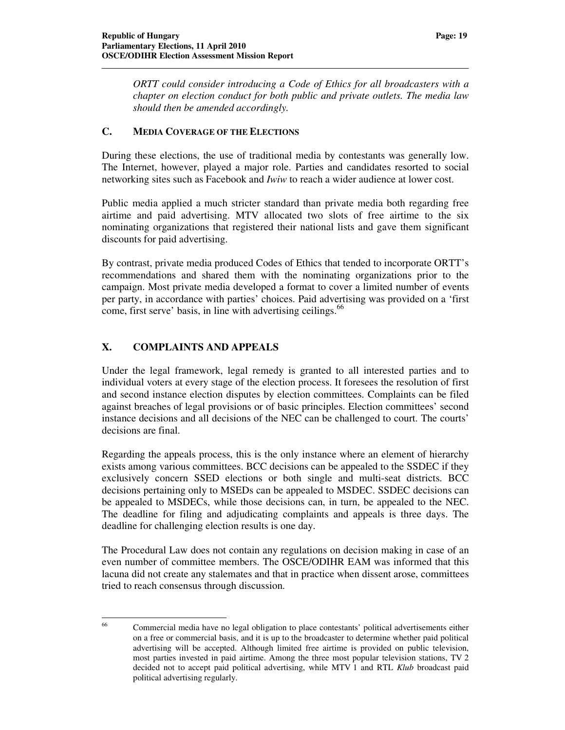*ORTT could consider introducing a Code of Ethics for all broadcasters with a chapter on election conduct for both public and private outlets. The media law should then be amended accordingly.*

### C. MEDIA COVERAGE OF THE ELECTIONS

During these elections, the use of traditional media by contestants was generally low. The Internet, however, played a major role. Parties and candidates resorted to social networking sites such as Facebook and *Iwiw* to reach a wider audience at lower cost.

Public media applied a much stricter standard than private media both regarding free airtime and paid advertising. MTV allocated two slots of free airtime to the six nominating organizations that registered their national lists and gave them significant discounts for paid advertising.

By contrast, private media produced Codes of Ethics that tended to incorporate ORTT's recommendations and shared them with the nominating organizations prior to the campaign. Most private media developed a format to cover a limited number of events per party, in accordance with parties' choices. Paid advertising was provided on a 'first come, first serve' basis, in line with advertising ceilings.[66]

## X. COMPLAINTS AND APPEALS

Under the legal framework, legal remedy is granted to all interested parties and to individual voters at every stage of the election process. It foresees the resolution of first and second instance election disputes by election committees. Complaints can be filed against breaches of legal provisions or of basic principles. Election committees' second instance decisions and all decisions of the NEC can be challenged to court. The courts' decisions are final.

Regarding the appeals process, this is the only instance where an element of hierarchy exists among various committees. BCC decisions can be appealed to the SSDEC if they exclusively concern SSED elections or both single and multi-seat districts. BCC decisions pertaining only to MSEDs can be appealed to MSDEC. SSDEC decisions can be appealed to MSDECs, while those decisions can, in turn, be appealed to the NEC. The deadline for filing and adjudicating complaints and appeals is three days. The deadline for challenging election results is one day.

The Procedural Law does not contain any regulations on decision making in case of an even number of committee members. The OSCE/ODIHR EAM was informed that this lacuna did not create any stalemates and that in practice when dissent arose, committees tried to reach consensus through discussion.

---

[66] Commercial media have no legal obligation to place contestants' political advertisements either on a free or commercial basis, and it is up to the broadcaster to determine whether paid political advertising will be accepted. Although limited free airtime is provided on public television, most parties invested in paid airtime. Among the three most popular television stations, TV 2 decided not to accept paid political advertising, while MTV 1 and RTL *Klub* broadcast paid political advertising regularly.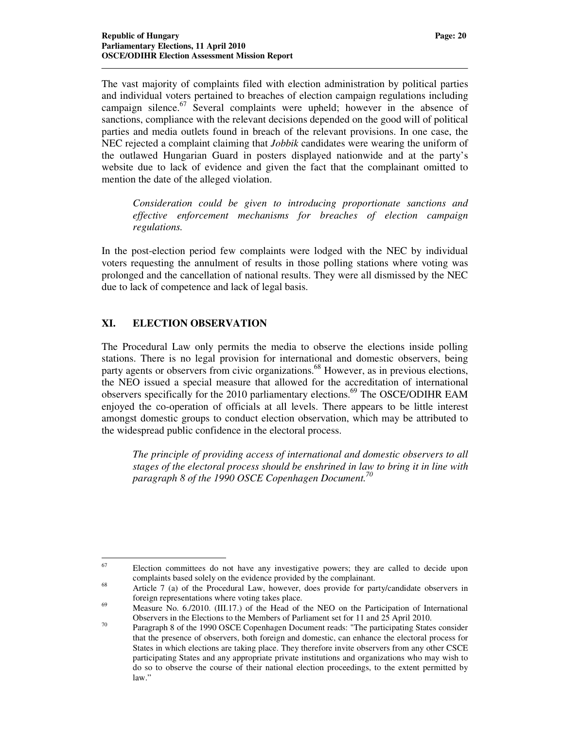The vast majority of complaints filed with election administration by political parties and individual voters pertained to breaches of election campaign regulations including campaign silence.[67] Several complaints were upheld; however in the absence of sanctions, compliance with the relevant decisions depended on the good will of political parties and media outlets found in breach of the relevant provisions. In one case, the NEC rejected a complaint claiming that *Jobbik* candidates were wearing the uniform of the outlawed Hungarian Guard in posters displayed nationwide and at the party's website due to lack of evidence and given the fact that the complainant omitted to mention the date of the alleged violation.

> *Consideration could be given to introducing proportionate sanctions and effective enforcement mechanisms for breaches of election campaign regulations.*

In the post-election period few complaints were lodged with the NEC by individual voters requesting the annulment of results in those polling stations where voting was prolonged and the cancellation of national results. They were all dismissed by the NEC due to lack of competence and lack of legal basis.

## XI. ELECTION OBSERVATION

The Procedural Law only permits the media to observe the elections inside polling stations. There is no legal provision for international and domestic observers, being party agents or observers from civic organizations.[68] However, as in previous elections, the NEO issued a special measure that allowed for the accreditation of international observers specifically for the 2010 parliamentary elections.[69] The OSCE/ODIHR EAM enjoyed the co-operation of officials at all levels. There appears to be little interest amongst domestic groups to conduct election observation, which may be attributed to the widespread public confidence in the electoral process.

> *The principle of providing access of international and domestic observers to all stages of the electoral process should be enshrined in law to bring it in line with paragraph 8 of the 1990 OSCE Copenhagen Document.*[70]

---

[67] Election committees do not have any investigative powers; they are called to decide upon complaints based solely on the evidence provided by the complainant.

[68] Article 7 (a) of the Procedural Law, however, does provide for party/candidate observers in foreign representations where voting takes place.

[69] Measure No. 6./2010. (III.17.) of the Head of the NEO on the Participation of International Observers in the Elections to the Members of Parliament set for 11 and 25 April 2010.

[70] Paragraph 8 of the 1990 OSCE Copenhagen Document reads: "The participating States consider that the presence of observers, both foreign and domestic, can enhance the electoral process for States in which elections are taking place. They therefore invite observers from any other CSCE participating States and any appropriate private institutions and organizations who may wish to do so to observe the course of their national election proceedings, to the extent permitted by law."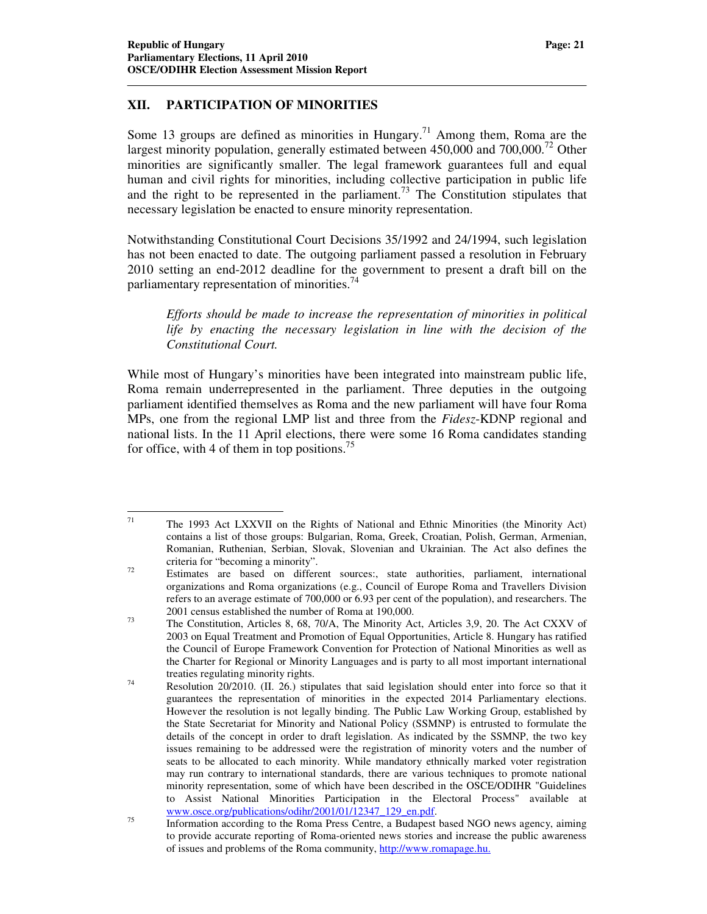## XII. PARTICIPATION OF MINORITIES

Some 13 groups are defined as minorities in Hungary.[71] Among them, Roma are the largest minority population, generally estimated between 450,000 and 700,000.[72] Other minorities are significantly smaller. The legal framework guarantees full and equal human and civil rights for minorities, including collective participation in public life and the right to be represented in the parliament.[73] The Constitution stipulates that necessary legislation be enacted to ensure minority representation.

Notwithstanding Constitutional Court Decisions 35/1992 and 24/1994, such legislation has not been enacted to date. The outgoing parliament passed a resolution in February 2010 setting an end-2012 deadline for the government to present a draft bill on the parliamentary representation of minorities.[74]

> *Efforts should be made to increase the representation of minorities in political life by enacting the necessary legislation in line with the decision of the Constitutional Court.*

While most of Hungary's minorities have been integrated into mainstream public life, Roma remain underrepresented in the parliament. Three deputies in the outgoing parliament identified themselves as Roma and the new parliament will have four Roma MPs, one from the regional LMP list and three from the *Fidesz*-KDNP regional and national lists. In the 11 April elections, there were some 16 Roma candidates standing for office, with 4 of them in top positions.[75]

---

[71] The 1993 Act LXXVII on the Rights of National and Ethnic Minorities (the Minority Act) contains a list of those groups: Bulgarian, Roma, Greek, Croatian, Polish, German, Armenian, Romanian, Ruthenian, Serbian, Slovak, Slovenian and Ukrainian. The Act also defines the criteria for "becoming a minority".

[72] Estimates are based on different sources:, state authorities, parliament, international organizations and Roma organizations (e.g., Council of Europe Roma and Travellers Division refers to an average estimate of 700,000 or 6.93 per cent of the population), and researchers. The 2001 census established the number of Roma at 190,000.

[73] The Constitution, Articles 8, 68, 70/A, The Minority Act, Articles 3,9, 20. The Act CXXV of 2003 on Equal Treatment and Promotion of Equal Opportunities, Article 8. Hungary has ratified the Council of Europe Framework Convention for Protection of National Minorities as well as the Charter for Regional or Minority Languages and is party to all most important international treaties regulating minority rights.

[74] Resolution 20/2010. (II. 26.) stipulates that said legislation should enter into force so that it guarantees the representation of minorities in the expected 2014 Parliamentary elections. However the resolution is not legally binding. The Public Law Working Group, established by the State Secretariat for Minority and National Policy (SSMNP) is entrusted to formulate the details of the concept in order to draft legislation. As indicated by the SSMNP, the two key issues remaining to be addressed were the registration of minority voters and the number of seats to be allocated to each minority. While mandatory ethnically marked voter registration may run contrary to international standards, there are various techniques to promote national minority representation, some of which have been described in the OSCE/ODIHR "Guidelines to Assist National Minorities Participation in the Electoral Process" available at www.osce.org/publications/odihr/2001/01/12347_129_en.pdf.

[75] Information according to the Roma Press Centre, a Budapest based NGO news agency, aiming to provide accurate reporting of Roma-oriented news stories and increase the public awareness of issues and problems of the Roma community, http://www.romapage.hu.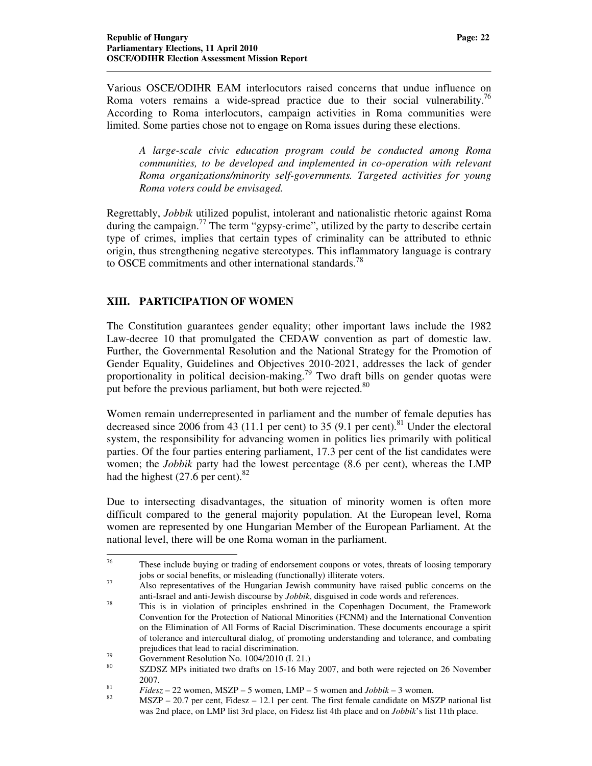Various OSCE/ODIHR EAM interlocutors raised concerns that undue influence on Roma voters remains a wide-spread practice due to their social vulnerability.[76] According to Roma interlocutors, campaign activities in Roma communities were limited. Some parties chose not to engage on Roma issues during these elections.

> *A large-scale civic education program could be conducted among Roma communities, to be developed and implemented in co-operation with relevant Roma organizations/minority self-governments. Targeted activities for young Roma voters could be envisaged.*

Regrettably, *Jobbik* utilized populist, intolerant and nationalistic rhetoric against Roma during the campaign.[77] The term "gypsy-crime", utilized by the party to describe certain type of crimes, implies that certain types of criminality can be attributed to ethnic origin, thus strengthening negative stereotypes. This inflammatory language is contrary to OSCE commitments and other international standards.[78]

## XIII. PARTICIPATION OF WOMEN

The Constitution guarantees gender equality; other important laws include the 1982 Law-decree 10 that promulgated the CEDAW convention as part of domestic law. Further, the Governmental Resolution and the National Strategy for the Promotion of Gender Equality, Guidelines and Objectives 2010-2021, addresses the lack of gender proportionality in political decision-making.[79] Two draft bills on gender quotas were put before the previous parliament, but both were rejected.[80]

Women remain underrepresented in parliament and the number of female deputies has decreased since 2006 from 43 (11.1 per cent) to 35 (9.1 per cent).[81] Under the electoral system, the responsibility for advancing women in politics lies primarily with political parties. Of the four parties entering parliament, 17.3 per cent of the list candidates were women; the *Jobbik* party had the lowest percentage (8.6 per cent), whereas the LMP had the highest (27.6 per cent).[82]

Due to intersecting disadvantages, the situation of minority women is often more difficult compared to the general majority population. At the European level, Roma women are represented by one Hungarian Member of the European Parliament. At the national level, there will be one Roma woman in the parliament.

---

[76] These include buying or trading of endorsement coupons or votes, threats of loosing temporary jobs or social benefits, or misleading (functionally) illiterate voters.

[77] Also representatives of the Hungarian Jewish community have raised public concerns on the anti-Israel and anti-Jewish discourse by *Jobbik*, disguised in code words and references.

[78] This is in violation of principles enshrined in the Copenhagen Document, the Framework Convention for the Protection of National Minorities (FCNM) and the International Convention on the Elimination of All Forms of Racial Discrimination. These documents encourage a spirit of tolerance and intercultural dialog, of promoting understanding and tolerance, and combating prejudices that lead to racial discrimination.

[79] Government Resolution No. 1004/2010 (I. 21.)

[80] SZDSZ MPs initiated two drafts on 15-16 May 2007, and both were rejected on 26 November 2007.

[81] *Fidesz* – 22 women, MSZP – 5 women, LMP – 5 women and *Jobbik* – 3 women.

[82] MSZP – 20.7 per cent, Fidesz – 12.1 per cent. The first female candidate on MSZP national list was 2nd place, on LMP list 3rd place, on Fidesz list 4th place and on *Jobbik*'s list 11th place.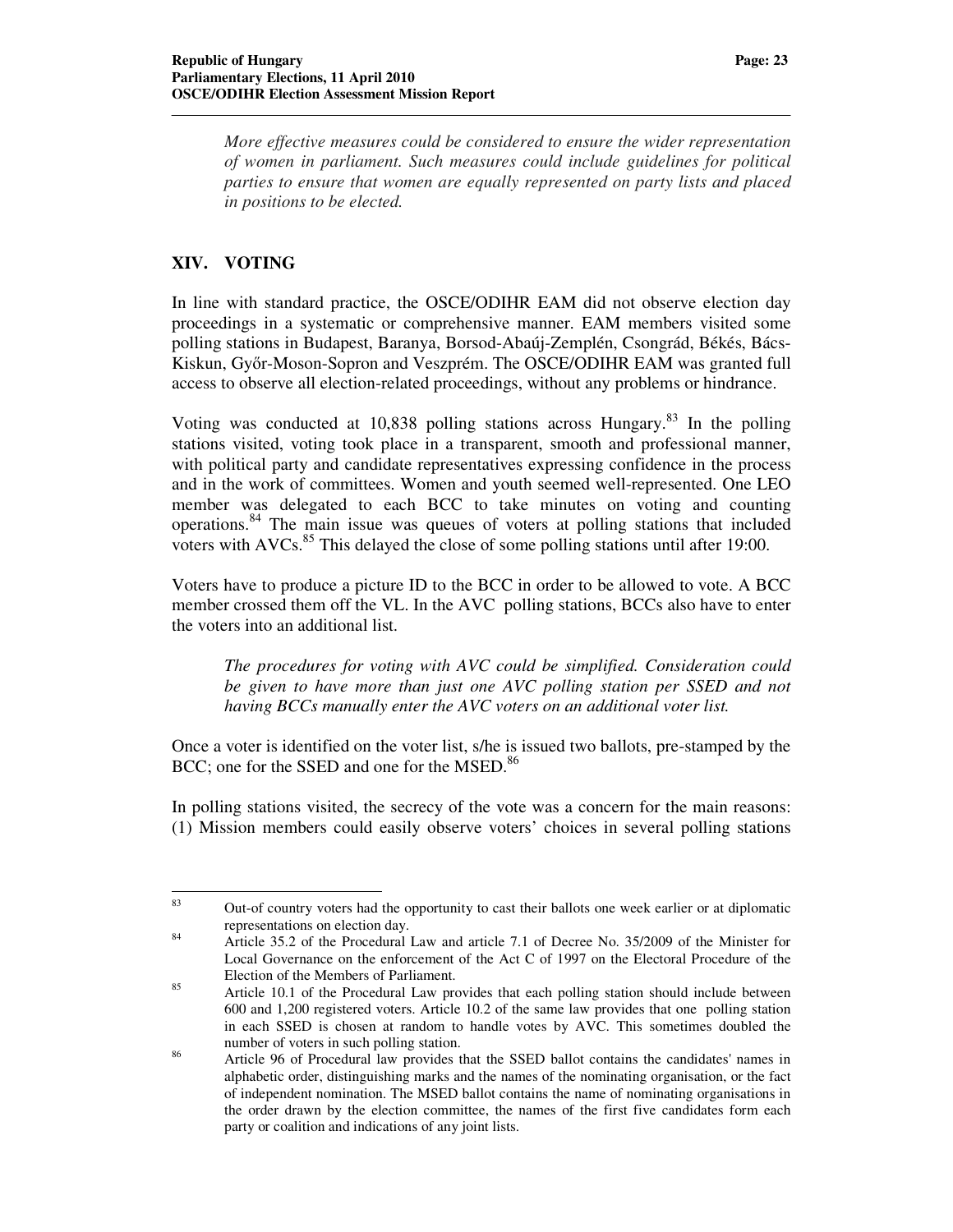*More effective measures could be considered to ensure the wider representation of women in parliament. Such measures could include guidelines for political parties to ensure that women are equally represented on party lists and placed in positions to be elected.*

## XIV. VOTING

In line with standard practice, the OSCE/ODIHR EAM did not observe election day proceedings in a systematic or comprehensive manner. EAM members visited some polling stations in Budapest, Baranya, Borsod-Abaúj-Zemplén, Csongrád, Békés, Bács-Kiskun, Győr-Moson-Sopron and Veszprém. The OSCE/ODIHR EAM was granted full access to observe all election-related proceedings, without any problems or hindrance.

Voting was conducted at 10,838 polling stations across Hungary.[83] In the polling stations visited, voting took place in a transparent, smooth and professional manner, with political party and candidate representatives expressing confidence in the process and in the work of committees. Women and youth seemed well-represented. One LEO member was delegated to each BCC to take minutes on voting and counting operations.[84] The main issue was queues of voters at polling stations that included voters with AVCs.[85] This delayed the close of some polling stations until after 19:00.

Voters have to produce a picture ID to the BCC in order to be allowed to vote. A BCC member crossed them off the VL. In the AVC polling stations, BCCs also have to enter the voters into an additional list.

*The procedures for voting with AVC could be simplified. Consideration could be given to have more than just one AVC polling station per SSED and not having BCCs manually enter the AVC voters on an additional voter list.*

Once a voter is identified on the voter list, s/he is issued two ballots, pre-stamped by the BCC; one for the SSED and one for the MSED.[86]

In polling stations visited, the secrecy of the vote was a concern for the main reasons: (1) Mission members could easily observe voters' choices in several polling stations

---

[83] Out-of country voters had the opportunity to cast their ballots one week earlier or at diplomatic representations on election day.

[84] Article 35.2 of the Procedural Law and article 7.1 of Decree No. 35/2009 of the Minister for Local Governance on the enforcement of the Act C of 1997 on the Electoral Procedure of the Election of the Members of Parliament.

[85] Article 10.1 of the Procedural Law provides that each polling station should include between 600 and 1,200 registered voters. Article 10.2 of the same law provides that one polling station in each SSED is chosen at random to handle votes by AVC. This sometimes doubled the number of voters in such polling station.

[86] Article 96 of Procedural law provides that the SSED ballot contains the candidates' names in alphabetic order, distinguishing marks and the names of the nominating organisation, or the fact of independent nomination. The MSED ballot contains the name of nominating organisations in the order drawn by the election committee, the names of the first five candidates form each party or coalition and indications of any joint lists.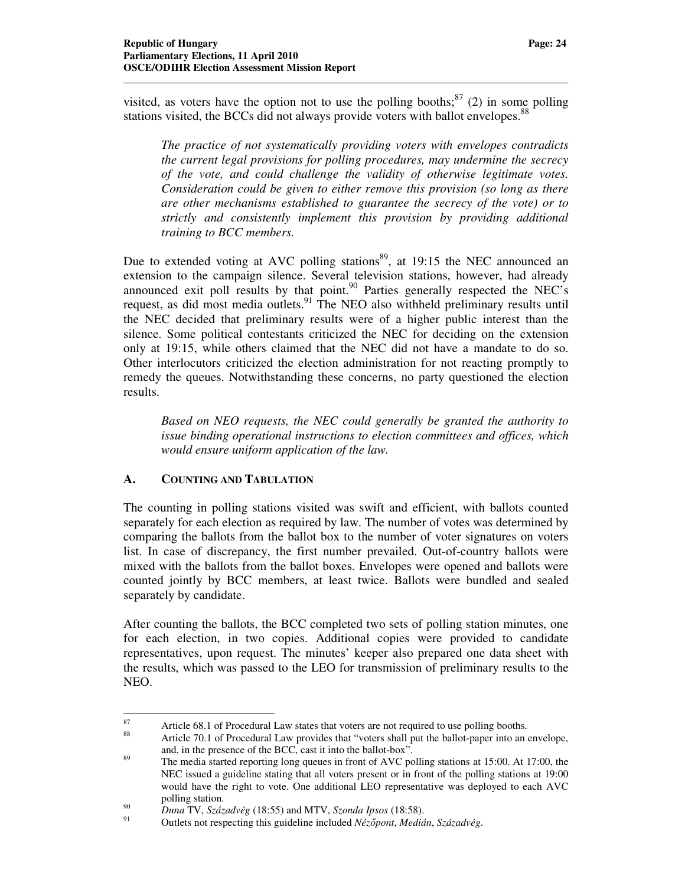visited, as voters have the option not to use the polling booths;[87] (2) in some polling stations visited, the BCCs did not always provide voters with ballot envelopes.[88]

> *The practice of not systematically providing voters with envelopes contradicts the current legal provisions for polling procedures, may undermine the secrecy of the vote, and could challenge the validity of otherwise legitimate votes. Consideration could be given to either remove this provision (so long as there are other mechanisms established to guarantee the secrecy of the vote) or to strictly and consistently implement this provision by providing additional training to BCC members.*

Due to extended voting at AVC polling stations[89], at 19:15 the NEC announced an extension to the campaign silence. Several television stations, however, had already announced exit poll results by that point.[90] Parties generally respected the NEC's request, as did most media outlets.[91] The NEO also withheld preliminary results until the NEC decided that preliminary results were of a higher public interest than the silence. Some political contestants criticized the NEC for deciding on the extension only at 19:15, while others claimed that the NEC did not have a mandate to do so. Other interlocutors criticized the election administration for not reacting promptly to remedy the queues. Notwithstanding these concerns, no party questioned the election results.

> *Based on NEO requests, the NEC could generally be granted the authority to issue binding operational instructions to election committees and offices, which would ensure uniform application of the law.*

## A. Counting and Tabulation

The counting in polling stations visited was swift and efficient, with ballots counted separately for each election as required by law. The number of votes was determined by comparing the ballots from the ballot box to the number of voter signatures on voters list. In case of discrepancy, the first number prevailed. Out-of-country ballots were mixed with the ballots from the ballot boxes. Envelopes were opened and ballots were counted jointly by BCC members, at least twice. Ballots were bundled and sealed separately by candidate.

After counting the ballots, the BCC completed two sets of polling station minutes, one for each election, in two copies. Additional copies were provided to candidate representatives, upon request. The minutes' keeper also prepared one data sheet with the results, which was passed to the LEO for transmission of preliminary results to the NEO.

---

[87] Article 68.1 of Procedural Law states that voters are not required to use polling booths.

[88] Article 70.1 of Procedural Law provides that "voters shall put the ballot-paper into an envelope, and, in the presence of the BCC, cast it into the ballot-box".

[89] The media started reporting long queues in front of AVC polling stations at 15:00. At 17:00, the NEC issued a guideline stating that all voters present or in front of the polling stations at 19:00 would have the right to vote. One additional LEO representative was deployed to each AVC polling station.

[90] *Duna* TV, *Századvég* (18:55) and MTV, *Szonda Ipsos* (18:58).

[91] Outlets not respecting this guideline included *Nézőpont*, *Medián*, *Századvég*.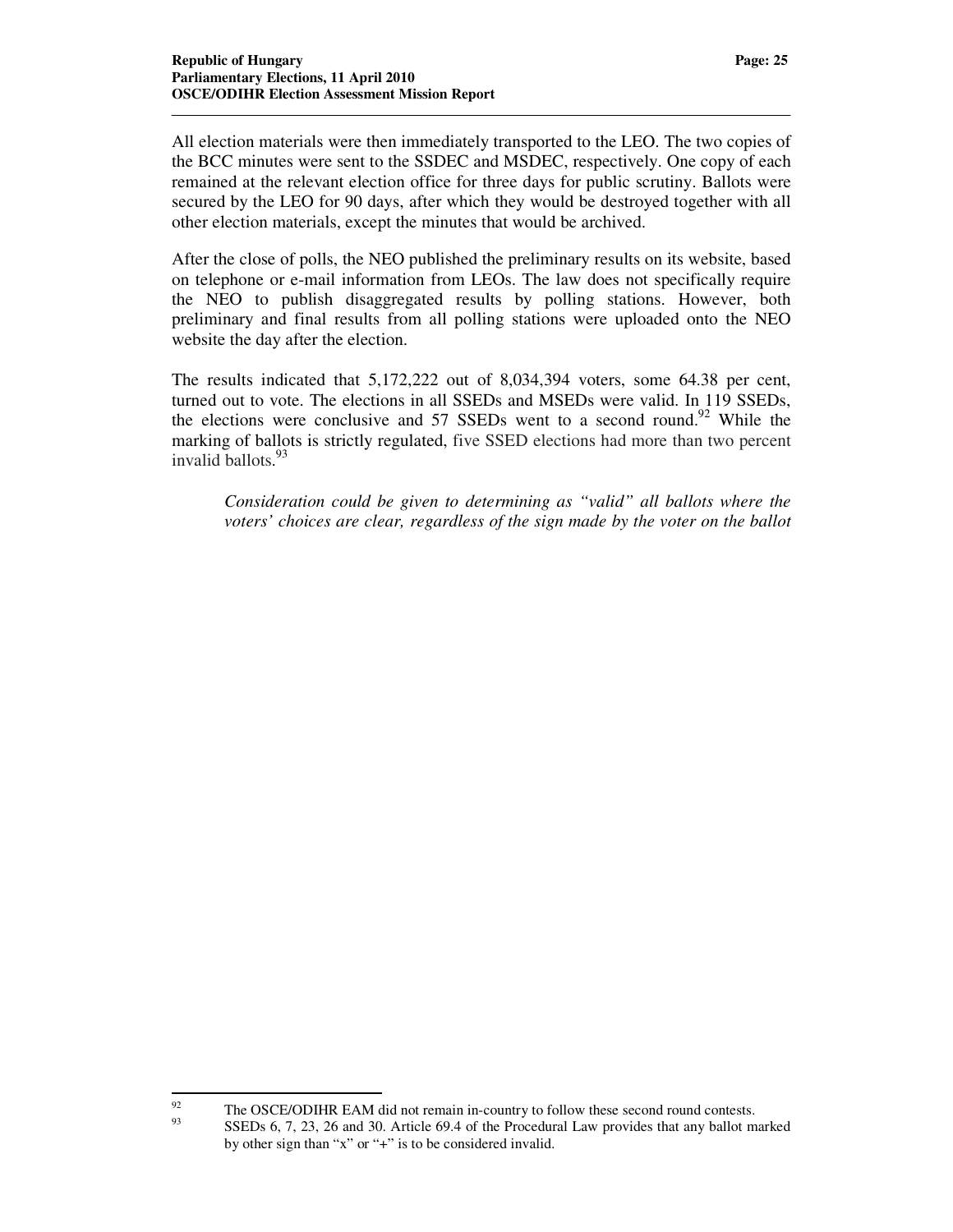All election materials were then immediately transported to the LEO. The two copies of the BCC minutes were sent to the SSDEC and MSDEC, respectively. One copy of each remained at the relevant election office for three days for public scrutiny. Ballots were secured by the LEO for 90 days, after which they would be destroyed together with all other election materials, except the minutes that would be archived.

After the close of polls, the NEO published the preliminary results on its website, based on telephone or e-mail information from LEOs. The law does not specifically require the NEO to publish disaggregated results by polling stations. However, both preliminary and final results from all polling stations were uploaded onto the NEO website the day after the election.

The results indicated that 5,172,222 out of 8,034,394 voters, some 64.38 per cent, turned out to vote. The elections in all SSEDs and MSEDs were valid. In 119 SSEDs, the elections were conclusive and 57 SSEDs went to a second round.[92] While the marking of ballots is strictly regulated, five SSED elections had more than two percent invalid ballots.[93]

> *Consideration could be given to determining as "valid" all ballots where the voters' choices are clear, regardless of the sign made by the voter on the ballot*

---

[92] The OSCE/ODIHR EAM did not remain in-country to follow these second round contests.

[93] SSEDs 6, 7, 23, 26 and 30. Article 69.4 of the Procedural Law provides that any ballot marked by other sign than "x" or "+" is to be considered invalid.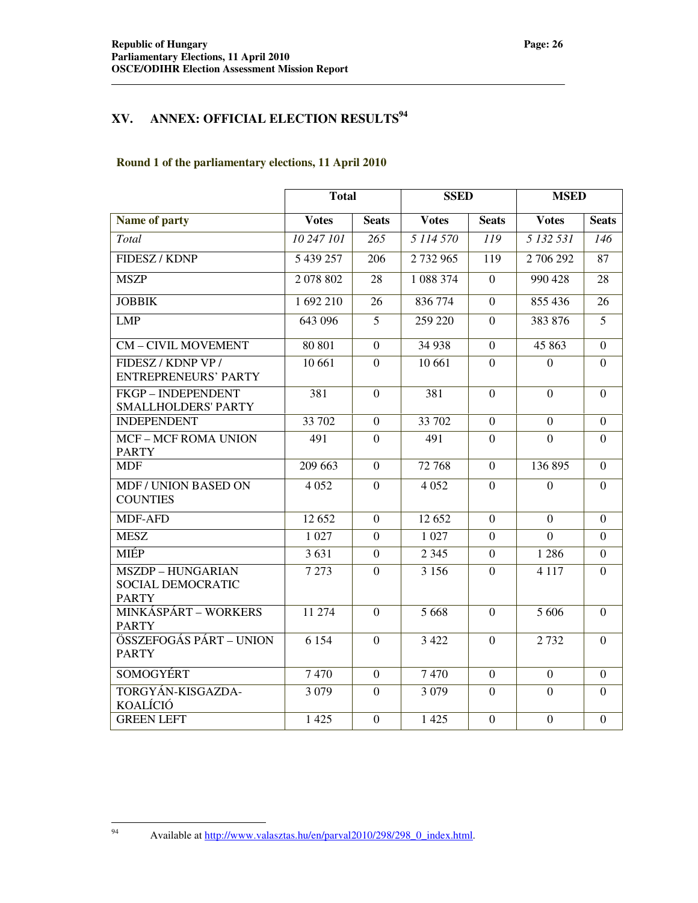# XV. ANNEX: OFFICIAL ELECTION RESULTS[94]

### Round 1 of the parliamentary elections, 11 April 2010

| | Total | | SSED | | MSED | |
|---|---|---|---|---|---|---|
| **Name of party** | **Votes** | **Seats** | **Votes** | **Seats** | **Votes** | **Seats** |
| *Total* | *10 247 101* | *265* | *5 114 570* | *119* | *5 132 531* | *146* |
| FIDESZ / KDNP | 5 439 257 | 206 | 2 732 965 | 119 | 2 706 292 | 87 |
| MSZP | 2 078 802 | 28 | 1 088 374 | 0 | 990 428 | 28 |
| JOBBIK | 1 692 210 | 26 | 836 774 | 0 | 855 436 | 26 |
| LMP | 643 096 | 5 | 259 220 | 0 | 383 876 | 5 |
| CM – CIVIL MOVEMENT | 80 801 | 0 | 34 938 | 0 | 45 863 | 0 |
| FIDESZ / KDNP VP / ENTREPRENEURS' PARTY | 10 661 | 0 | 10 661 | 0 | 0 | 0 |
| FKGP – INDEPENDENT SMALLHOLDERS' PARTY | 381 | 0 | 381 | 0 | 0 | 0 |
| INDEPENDENT | 33 702 | 0 | 33 702 | 0 | 0 | 0 |
| MCF – MCF ROMA UNION PARTY | 491 | 0 | 491 | 0 | 0 | 0 |
| MDF | 209 663 | 0 | 72 768 | 0 | 136 895 | 0 |
| MDF / UNION BASED ON COUNTIES | 4 052 | 0 | 4 052 | 0 | 0 | 0 |
| MDF-AFD | 12 652 | 0 | 12 652 | 0 | 0 | 0 |
| MESZ | 1 027 | 0 | 1 027 | 0 | 0 | 0 |
| MIÉP | 3 631 | 0 | 2 345 | 0 | 1 286 | 0 |
| MSZDP – HUNGARIAN SOCIAL DEMOCRATIC PARTY | 7 273 | 0 | 3 156 | 0 | 4 117 | 0 |
| MINKÁSPÁRT – WORKERS PARTY | 11 274 | 0 | 5 668 | 0 | 5 606 | 0 |
| ÖSSZEFOGÁS PÁRT – UNION PARTY | 6 154 | 0 | 3 422 | 0 | 2 732 | 0 |
| SOMOGYÉRT | 7 470 | 0 | 7 470 | 0 | 0 | 0 |
| TORGYÁN-KISGAZDA-KOALÍCIÓ | 3 079 | 0 | 3 079 | 0 | 0 | 0 |
| GREEN LEFT | 1 425 | 0 | 1 425 | 0 | 0 | 0 |

[94] Available at http://www.valasztas.hu/en/parval2010/298/298_0_index.html.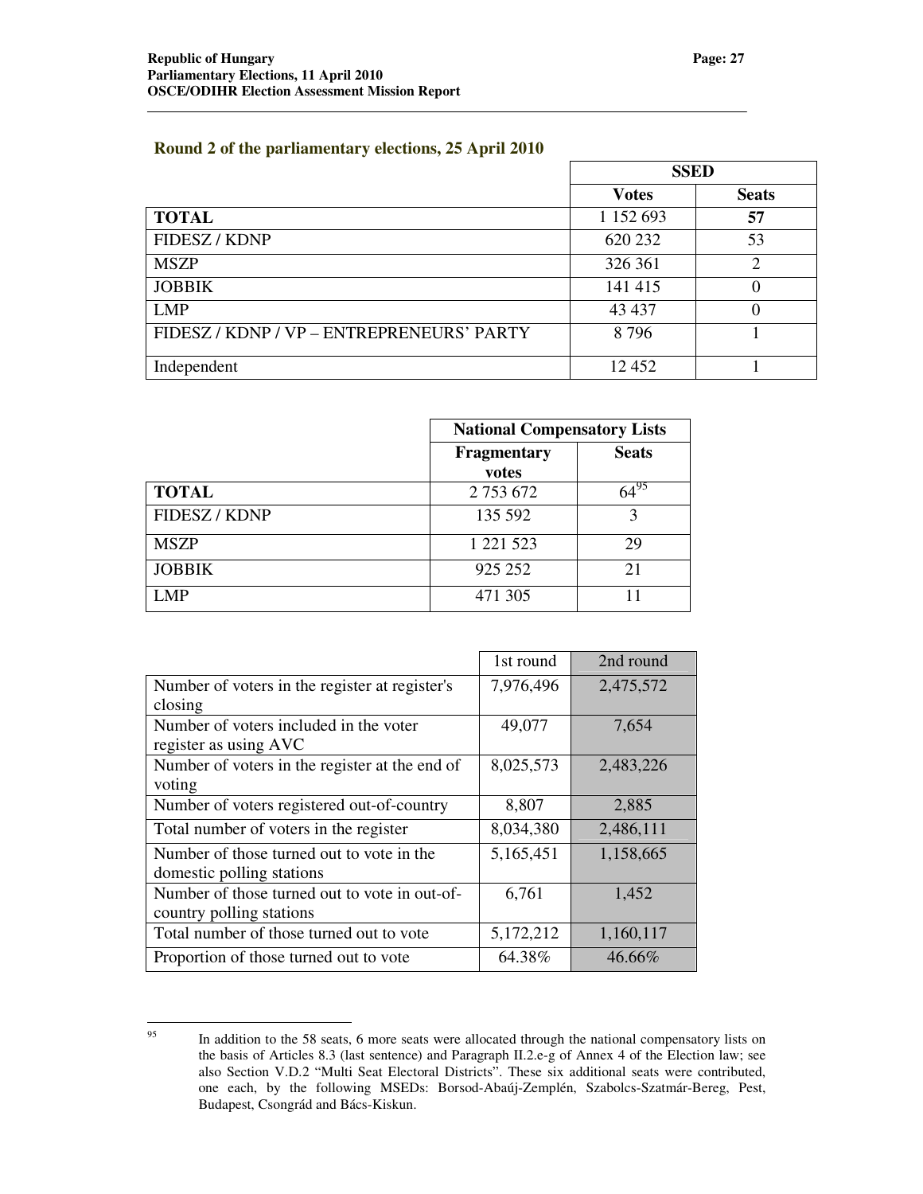### Round 2 of the parliamentary elections, 25 April 2010

| | SSED | |
|---|---|---|
| | **Votes** | **Seats** |
| **TOTAL** | 1 152 693 | **57** |
| FIDESZ / KDNP | 620 232 | 53 |
| MSZP | 326 361 | 2 |
| JOBBIK | 141 415 | 0 |
| LMP | 43 437 | 0 |
| FIDESZ / KDNP / VP – ENTREPRENEURS' PARTY | 8 796 | 1 |
| Independent | 12 452 | 1 |

| | National Compensatory Lists | |
|---|---|---|
| | **Fragmentary votes** | **Seats** |
| **TOTAL** | 2 753 672 | 64[95] |
| FIDESZ / KDNP | 135 592 | 3 |
| MSZP | 1 221 523 | 29 |
| JOBBIK | 925 252 | 21 |
| LMP | 471 305 | 11 |

| | 1st round | 2nd round |
|---|---|---|
| Number of voters in the register at register's closing | 7,976,496 | 2,475,572 |
| Number of voters included in the voter register as using AVC | 49,077 | 7,654 |
| Number of voters in the register at the end of voting | 8,025,573 | 2,483,226 |
| Number of voters registered out-of-country | 8,807 | 2,885 |
| Total number of voters in the register | 8,034,380 | 2,486,111 |
| Number of those turned out to vote in the domestic polling stations | 5,165,451 | 1,158,665 |
| Number of those turned out to vote in out-of-country polling stations | 6,761 | 1,452 |
| Total number of those turned out to vote | 5,172,212 | 1,160,117 |
| Proportion of those turned out to vote | 64.38% | 46.66% |

[95] In addition to the 58 seats, 6 more seats were allocated through the national compensatory lists on the basis of Articles 8.3 (last sentence) and Paragraph II.2.e-g of Annex 4 of the Election law; see also Section V.D.2 "Multi Seat Electoral Districts". These six additional seats were contributed, one each, by the following MSEDs: Borsod-Abaúj-Zemplén, Szabolcs-Szatmár-Bereg, Pest, Budapest, Csongrád and Bács-Kiskun.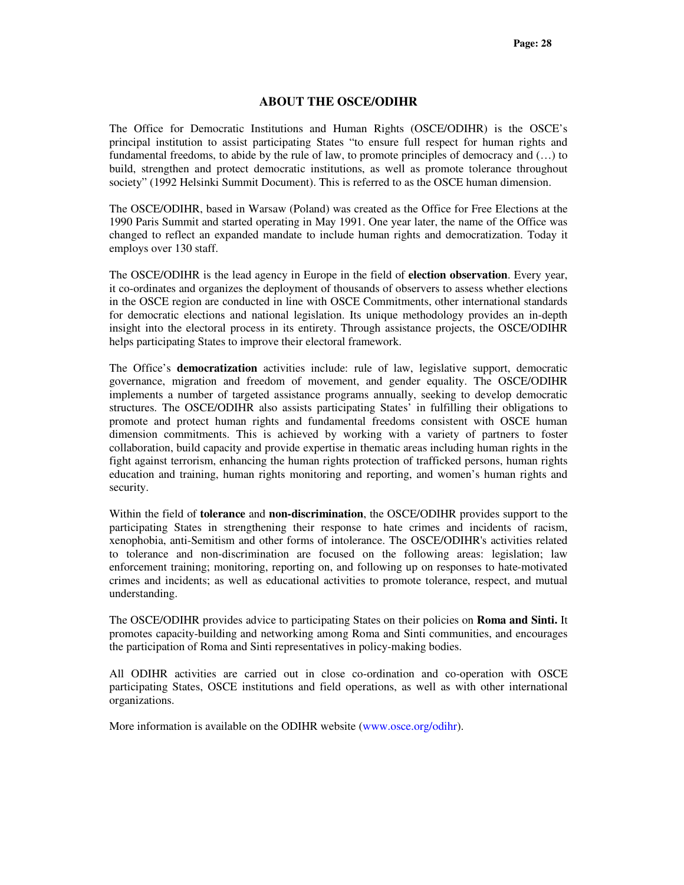## ABOUT THE OSCE/ODIHR

The Office for Democratic Institutions and Human Rights (OSCE/ODIHR) is the OSCE's principal institution to assist participating States "to ensure full respect for human rights and fundamental freedoms, to abide by the rule of law, to promote principles of democracy and (…) to build, strengthen and protect democratic institutions, as well as promote tolerance throughout society" (1992 Helsinki Summit Document). This is referred to as the OSCE human dimension.

The OSCE/ODIHR, based in Warsaw (Poland) was created as the Office for Free Elections at the 1990 Paris Summit and started operating in May 1991. One year later, the name of the Office was changed to reflect an expanded mandate to include human rights and democratization. Today it employs over 130 staff.

The OSCE/ODIHR is the lead agency in Europe in the field of **election observation**. Every year, it co-ordinates and organizes the deployment of thousands of observers to assess whether elections in the OSCE region are conducted in line with OSCE Commitments, other international standards for democratic elections and national legislation. Its unique methodology provides an in-depth insight into the electoral process in its entirety. Through assistance projects, the OSCE/ODIHR helps participating States to improve their electoral framework.

The Office's **democratization** activities include: rule of law, legislative support, democratic governance, migration and freedom of movement, and gender equality. The OSCE/ODIHR implements a number of targeted assistance programs annually, seeking to develop democratic structures. The OSCE/ODIHR also assists participating States' in fulfilling their obligations to promote and protect human rights and fundamental freedoms consistent with OSCE human dimension commitments. This is achieved by working with a variety of partners to foster collaboration, build capacity and provide expertise in thematic areas including human rights in the fight against terrorism, enhancing the human rights protection of trafficked persons, human rights education and training, human rights monitoring and reporting, and women's human rights and security.

Within the field of **tolerance** and **non-discrimination**, the OSCE/ODIHR provides support to the participating States in strengthening their response to hate crimes and incidents of racism, xenophobia, anti-Semitism and other forms of intolerance. The OSCE/ODIHR's activities related to tolerance and non-discrimination are focused on the following areas: legislation; law enforcement training; monitoring, reporting on, and following up on responses to hate-motivated crimes and incidents; as well as educational activities to promote tolerance, respect, and mutual understanding.

The OSCE/ODIHR provides advice to participating States on their policies on **Roma and Sinti.** It promotes capacity-building and networking among Roma and Sinti communities, and encourages the participation of Roma and Sinti representatives in policy-making bodies.

All ODIHR activities are carried out in close co-ordination and co-operation with OSCE participating States, OSCE institutions and field operations, as well as with other international organizations.

More information is available on the ODIHR website (www.osce.org/odihr).